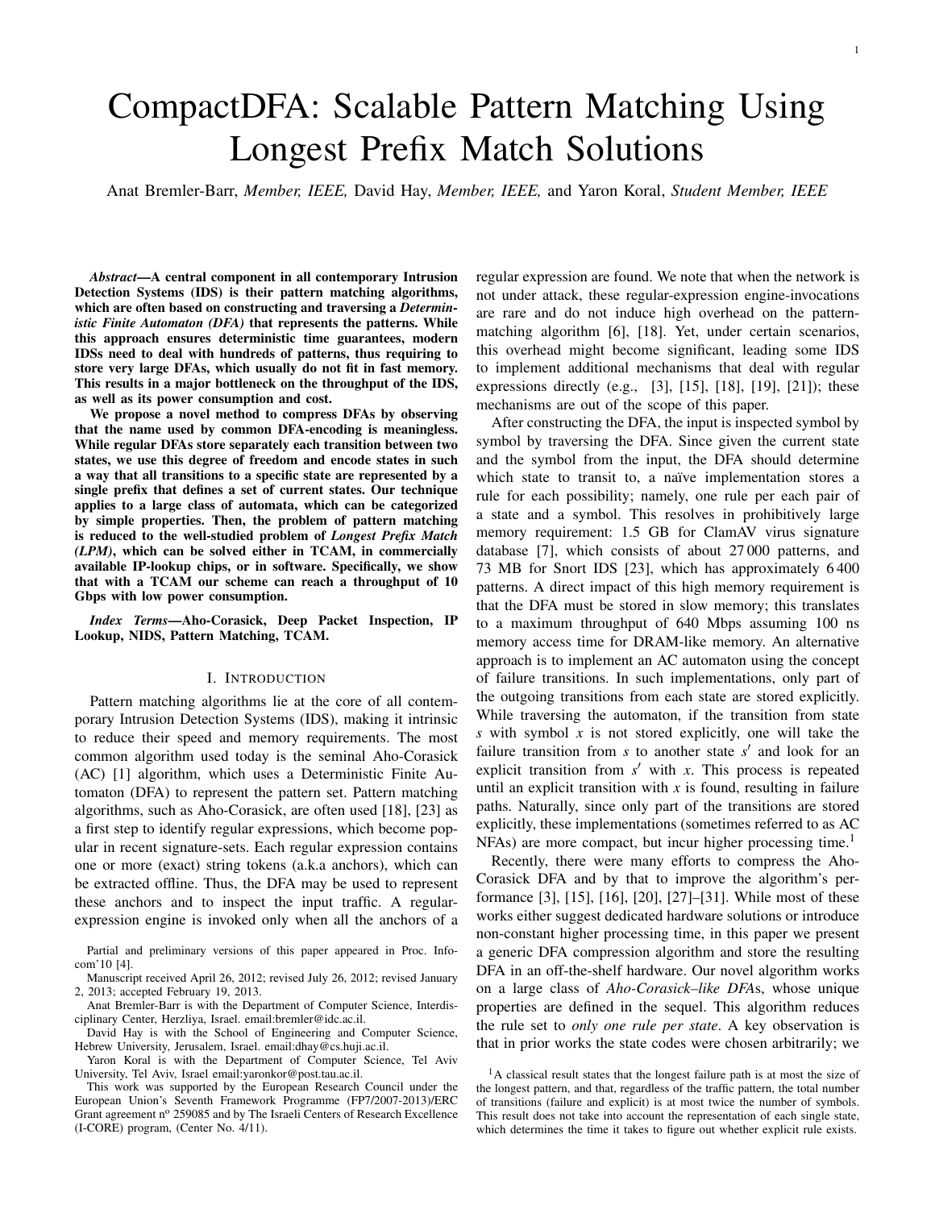# CompactDFA: Scalable Pattern Matching Using Longest Prefix Match Solutions

Anat Bremler-Barr, *Member, IEEE,* David Hay, *Member, IEEE,* and Yaron Koral, *Student Member, IEEE*

***Abstract*—A central component in all contemporary Intrusion Detection Systems (IDS) is their pattern matching algorithms, which are often based on constructing and traversing a *Deterministic Finite Automaton (DFA)* that represents the patterns. While this approach ensures deterministic time guarantees, modern IDSs need to deal with hundreds of patterns, thus requiring to store very large DFAs, which usually do not fit in fast memory. This results in a major bottleneck on the throughput of the IDS, as well as its power consumption and cost.**

**We propose a novel method to compress DFAs by observing that the name used by common DFA-encoding is meaningless. While regular DFAs store separately each transition between two states, we use this degree of freedom and encode states in such a way that all transitions to a specific state are represented by a single prefix that defines a set of current states. Our technique applies to a large class of automata, which can be categorized by simple properties. Then, the problem of pattern matching is reduced to the well-studied problem of *Longest Prefix Match (LPM)*, which can be solved either in TCAM, in commercially available IP-lookup chips, or in software. Specifically, we show that with a TCAM our scheme can reach a throughput of 10 Gbps with low power consumption.**

***Index Terms*—Aho-Corasick, Deep Packet Inspection, IP Lookup, NIDS, Pattern Matching, TCAM.**

## I. Introduction

Pattern matching algorithms lie at the core of all contemporary Intrusion Detection Systems (IDS), making it intrinsic to reduce their speed and memory requirements. The most common algorithm used today is the seminal Aho-Corasick (AC) [1] algorithm, which uses a Deterministic Finite Automaton (DFA) to represent the pattern set. Pattern matching algorithms, such as Aho-Corasick, are often used [18], [23] as a first step to identify regular expressions, which become popular in recent signature-sets. Each regular expression contains one or more (exact) string tokens (a.k.a anchors), which can be extracted offline. Thus, the DFA may be used to represent these anchors and to inspect the input traffic. A regular-expression engine is invoked only when all the anchors of a regular expression are found. We note that when the network is not under attack, these regular-expression engine-invocations are rare and do not induce high overhead on the pattern-matching algorithm [6], [18]. Yet, under certain scenarios, this overhead might become significant, leading some IDS to implement additional mechanisms that deal with regular expressions directly (e.g., [3], [15], [18], [19], [21]); these mechanisms are out of the scope of this paper.

After constructing the DFA, the input is inspected symbol by symbol by traversing the DFA. Since given the current state and the symbol from the input, the DFA should determine which state to transit to, a naïve implementation stores a rule for each possibility; namely, one rule per each pair of a state and a symbol. This resolves in prohibitively large memory requirement: 1.5 GB for ClamAV virus signature database [7], which consists of about 27 000 patterns, and 73 MB for Snort IDS [23], which has approximately 6 400 patterns. A direct impact of this high memory requirement is that the DFA must be stored in slow memory; this translates to a maximum throughput of 640 Mbps assuming 100 ns memory access time for DRAM-like memory. An alternative approach is to implement an AC automaton using the concept of failure transitions. In such implementations, only part of the outgoing transitions from each state are stored explicitly. While traversing the automaton, if the transition from state $s$ with symbol $x$ is not stored explicitly, one will take the failure transition from $s$ to another state $s'$ and look for an explicit transition from $s'$ with $x$. This process is repeated until an explicit transition with $x$ is found, resulting in failure paths. Naturally, since only part of the transitions are stored explicitly, these implementations (sometimes referred to as AC NFAs) are more compact, but incur higher processing time.[1]

Recently, there were many efforts to compress the Aho-Corasick DFA and by that to improve the algorithm's performance [3], [15], [16], [20], [27]–[31]. While most of these works either suggest dedicated hardware solutions or introduce non-constant higher processing time, in this paper we present a generic DFA compression algorithm and store the resulting DFA in an off-the-shelf hardware. Our novel algorithm works on a large class of *Aho-Corasick–like DFA*s, whose unique properties are defined in the sequel. This algorithm reduces the rule set to *only one rule per state*. A key observation is that in prior works the state codes were chosen arbitrarily; we

---

Partial and preliminary versions of this paper appeared in Proc. Infocom'10 [4].

Manuscript received April 26, 2012; revised July 26, 2012; revised January 2, 2013; accepted February 19, 2013.

Anat Bremler-Barr is with the Department of Computer Science, Interdisciplinary Center, Herzliya, Israel. email:bremler@idc.ac.il.

David Hay is with the School of Engineering and Computer Science, Hebrew University, Jerusalem, Israel. email:dhay@cs.huji.ac.il.

Yaron Koral is with the Department of Computer Science, Tel Aviv University, Tel Aviv, Israel email:yaronkor@post.tau.ac.il.

This work was supported by the European Research Council under the European Union's Seventh Framework Programme (FP7/2007-2013)/ERC Grant agreement nº 259085 and by The Israeli Centers of Research Excellence (I-CORE) program, (Center No. 4/11).

[1] A classical result states that the longest failure path is at most the size of the longest pattern, and that, regardless of the traffic pattern, the total number of transitions (failure and explicit) is at most twice the number of symbols. This result does not take into account the representation of each single state, which determines the time it takes to figure out whether explicit rule exists.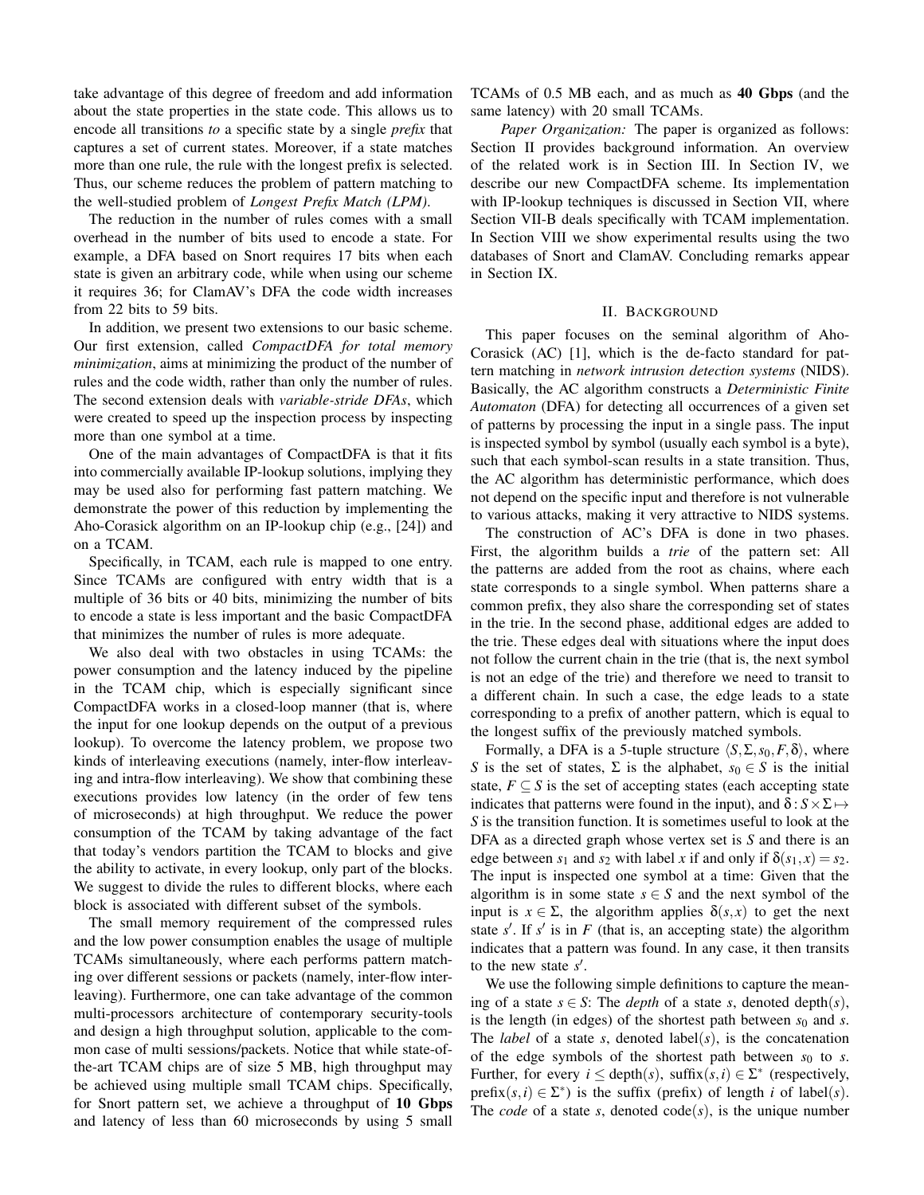take advantage of this degree of freedom and add information about the state properties in the state code. This allows us to encode all transitions *to* a specific state by a single *prefix* that captures a set of current states. Moreover, if a state matches more than one rule, the rule with the longest prefix is selected. Thus, our scheme reduces the problem of pattern matching to the well-studied problem of *Longest Prefix Match (LPM)*.

The reduction in the number of rules comes with a small overhead in the number of bits used to encode a state. For example, a DFA based on Snort requires 17 bits when each state is given an arbitrary code, while when using our scheme it requires 36; for ClamAV's DFA the code width increases from 22 bits to 59 bits.

In addition, we present two extensions to our basic scheme. Our first extension, called *CompactDFA for total memory minimization*, aims at minimizing the product of the number of rules and the code width, rather than only the number of rules. The second extension deals with *variable-stride DFAs*, which were created to speed up the inspection process by inspecting more than one symbol at a time.

One of the main advantages of CompactDFA is that it fits into commercially available IP-lookup solutions, implying they may be used also for performing fast pattern matching. We demonstrate the power of this reduction by implementing the Aho-Corasick algorithm on an IP-lookup chip (e.g., [24]) and on a TCAM.

Specifically, in TCAM, each rule is mapped to one entry. Since TCAMs are configured with entry width that is a multiple of 36 bits or 40 bits, minimizing the number of bits to encode a state is less important and the basic CompactDFA that minimizes the number of rules is more adequate.

We also deal with two obstacles in using TCAMs: the power consumption and the latency induced by the pipeline in the TCAM chip, which is especially significant since CompactDFA works in a closed-loop manner (that is, where the input for one lookup depends on the output of a previous lookup). To overcome the latency problem, we propose two kinds of interleaving executions (namely, inter-flow interleaving and intra-flow interleaving). We show that combining these executions provides low latency (in the order of few tens of microseconds) at high throughput. We reduce the power consumption of the TCAM by taking advantage of the fact that today's vendors partition the TCAM to blocks and give the ability to activate, in every lookup, only part of the blocks. We suggest to divide the rules to different blocks, where each block is associated with different subset of the symbols.

The small memory requirement of the compressed rules and the low power consumption enables the usage of multiple TCAMs simultaneously, where each performs pattern matching over different sessions or packets (namely, inter-flow interleaving). Furthermore, one can take advantage of the common multi-processors architecture of contemporary security-tools and design a high throughput solution, applicable to the common case of multi sessions/packets. Notice that while state-of-the-art TCAM chips are of size 5 MB, high throughput may be achieved using multiple small TCAM chips. Specifically, for Snort pattern set, we achieve a throughput of **10 Gbps** and latency of less than 60 microseconds by using 5 small TCAMs of 0.5 MB each, and as much as **40 Gbps** (and the same latency) with 20 small TCAMs.

*Paper Organization:* The paper is organized as follows: Section II provides background information. An overview of the related work is in Section III. In Section IV, we describe our new CompactDFA scheme. Its implementation with IP-lookup techniques is discussed in Section VII, where Section VII-B deals specifically with TCAM implementation. In Section VIII we show experimental results using the two databases of Snort and ClamAV. Concluding remarks appear in Section IX.

## II. Background

This paper focuses on the seminal algorithm of Aho-Corasick (AC) [1], which is the de-facto standard for pattern matching in *network intrusion detection systems* (NIDS). Basically, the AC algorithm constructs a *Deterministic Finite Automaton* (DFA) for detecting all occurrences of a given set of patterns by processing the input in a single pass. The input is inspected symbol by symbol (usually each symbol is a byte), such that each symbol-scan results in a state transition. Thus, the AC algorithm has deterministic performance, which does not depend on the specific input and therefore is not vulnerable to various attacks, making it very attractive to NIDS systems.

The construction of AC's DFA is done in two phases. First, the algorithm builds a *trie* of the pattern set: All the patterns are added from the root as chains, where each state corresponds to a single symbol. When patterns share a common prefix, they also share the corresponding set of states in the trie. In the second phase, additional edges are added to the trie. These edges deal with situations where the input does not follow the current chain in the trie (that is, the next symbol is not an edge of the trie) and therefore we need to transit to a different chain. In such a case, the edge leads to a state corresponding to a prefix of another pattern, which is equal to the longest suffix of the previously matched symbols.

Formally, a DFA is a 5-tuple structure $\langle S, \Sigma, s_0, F, \delta \rangle$, where $S$ is the set of states, $\Sigma$ is the alphabet, $s_0 \in S$ is the initial state, $F \subseteq S$ is the set of accepting states (each accepting state indicates that patterns were found in the input), and $\delta : S \times \Sigma \mapsto S$ is the transition function. It is sometimes useful to look at the DFA as a directed graph whose vertex set is $S$ and there is an edge between $s_1$ and $s_2$ with label $x$ if and only if $\delta(s_1, x) = s_2$. The input is inspected one symbol at a time: Given that the algorithm is in some state $s \in S$ and the next symbol of the input is $x \in \Sigma$, the algorithm applies $\delta(s, x)$ to get the next state $s'$. If $s'$ is in $F$ (that is, an accepting state) the algorithm indicates that a pattern was found. In any case, it then transits to the new state $s'$.

We use the following simple definitions to capture the meaning of a state $s \in S$: The *depth* of a state $s$, denoted depth($s$), is the length (in edges) of the shortest path between $s_0$ and $s$. The *label* of a state $s$, denoted label($s$), is the concatenation of the edge symbols of the shortest path between $s_0$ to $s$. Further, for every $i \leq \text{depth}(s)$, $\text{suffix}(s, i) \in \Sigma^*$ (respectively, $\text{prefix}(s, i) \in \Sigma^*$) is the suffix (prefix) of length $i$ of label($s$). The *code* of a state $s$, denoted code($s$), is the unique number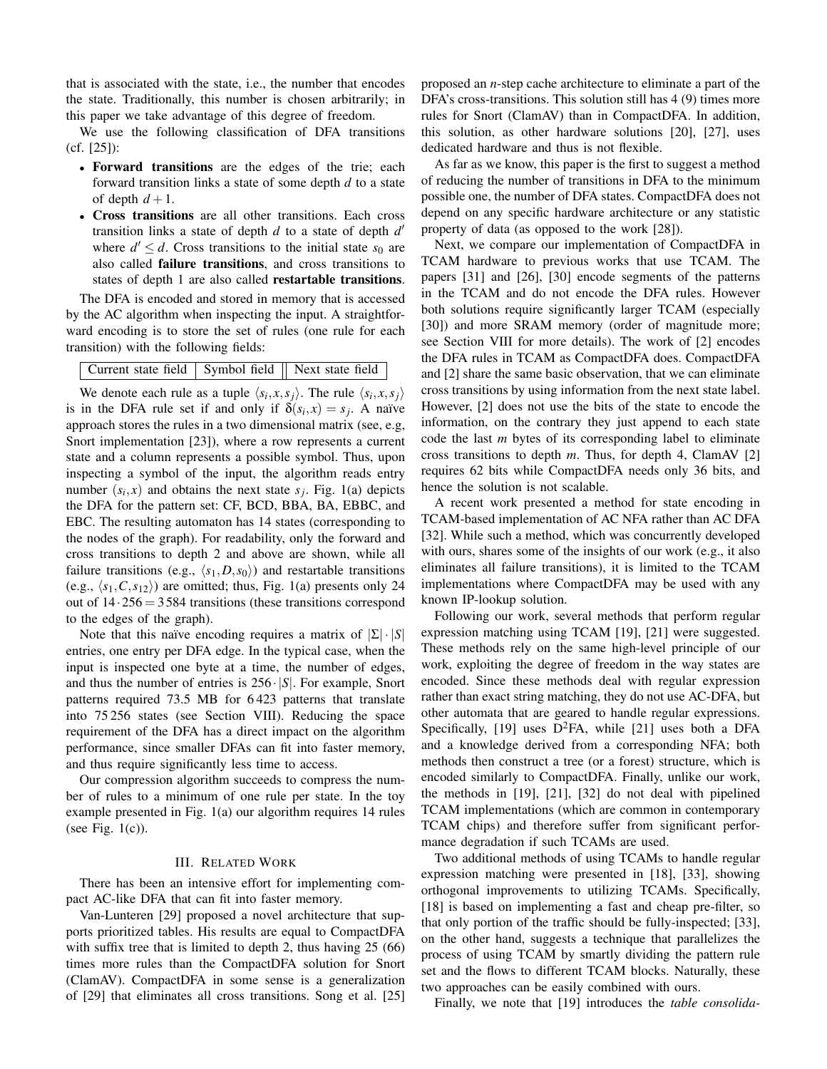that is associated with the state, i.e., the number that encodes the state. Traditionally, this number is chosen arbitrarily; in this paper we take advantage of this degree of freedom.

We use the following classification of DFA transitions (cf. [25]):

- **Forward transitions** are the edges of the trie; each forward transition links a state of some depth $d$ to a state of depth $d+1$.
- **Cross transitions** are all other transitions. Each cross transition links a state of depth $d$ to a state of depth $d'$ where $d' \leq d$. Cross transitions to the initial state $s_0$ are also called **failure transitions**, and cross transitions to states of depth 1 are also called **restartable transitions**.

The DFA is encoded and stored in memory that is accessed by the AC algorithm when inspecting the input. A straightforward encoding is to store the set of rules (one rule for each transition) with the following fields:

| Current state field | Symbol field | Next state field |
|---|---|---|

We denote each rule as a tuple $\langle s_i, x, s_j \rangle$. The rule $\langle s_i, x, s_j \rangle$ is in the DFA rule set if and only if $\delta(s_i, x) = s_j$. A naïve approach stores the rules in a two dimensional matrix (see, e.g, Snort implementation [23]), where a row represents a current state and a column represents a possible symbol. Thus, upon inspecting a symbol of the input, the algorithm reads entry number $(s_i, x)$ and obtains the next state $s_j$. Fig. 1(a) depicts the DFA for the pattern set: CF, BCD, BBA, BA, EBBC, and EBC. The resulting automaton has 14 states (corresponding to the nodes of the graph). For readability, only the forward and cross transitions to depth 2 and above are shown, while all failure transitions (e.g., $\langle s_1, D, s_0 \rangle$) and restartable transitions (e.g., $\langle s_1, C, s_{12} \rangle$) are omitted; thus, Fig. 1(a) presents only 24 out of $14 \cdot 256 = 3\,584$ transitions (these transitions correspond to the edges of the graph).

Note that this naïve encoding requires a matrix of $|\Sigma| \cdot |S|$ entries, one entry per DFA edge. In the typical case, when the input is inspected one byte at a time, the number of edges, and thus the number of entries is $256 \cdot |S|$. For example, Snort patterns required 73.5 MB for 6 423 patterns that translate into 75 256 states (see Section VIII). Reducing the space requirement of the DFA has a direct impact on the algorithm performance, since smaller DFAs can fit into faster memory, and thus require significantly less time to access.

Our compression algorithm succeeds to compress the number of rules to a minimum of one rule per state. In the toy example presented in Fig. 1(a) our algorithm requires 14 rules (see Fig. 1(c)).

## III. Related Work

There has been an intensive effort for implementing compact AC-like DFA that can fit into faster memory.

Van-Lunteren [29] proposed a novel architecture that supports prioritized tables. His results are equal to CompactDFA with suffix tree that is limited to depth 2, thus having 25 (66) times more rules than the CompactDFA solution for Snort (ClamAV). CompactDFA in some sense is a generalization of [29] that eliminates all cross transitions. Song et al. [25] proposed an $n$-step cache architecture to eliminate a part of the DFA's cross-transitions. This solution still has 4 (9) times more rules for Snort (ClamAV) than in CompactDFA. In addition, this solution, as other hardware solutions [20], [27], uses dedicated hardware and thus is not flexible.

As far as we know, this paper is the first to suggest a method of reducing the number of transitions in DFA to the minimum possible one, the number of DFA states. CompactDFA does not depend on any specific hardware architecture or any statistic property of data (as opposed to the work [28]).

Next, we compare our implementation of CompactDFA in TCAM hardware to previous works that use TCAM. The papers [31] and [26], [30] encode segments of the patterns in the TCAM and do not encode the DFA rules. However both solutions require significantly larger TCAM (especially [30]) and more SRAM memory (order of magnitude more; see Section VIII for more details). The work of [2] encodes the DFA rules in TCAM as CompactDFA does. CompactDFA and [2] share the same basic observation, that we can eliminate cross transitions by using information from the next state label. However, [2] does not use the bits of the state to encode the information, on the contrary they just append to each state code the last $m$ bytes of its corresponding label to eliminate cross transitions to depth $m$. Thus, for depth 4, ClamAV [2] requires 62 bits while CompactDFA needs only 36 bits, and hence the solution is not scalable.

A recent work presented a method for state encoding in TCAM-based implementation of AC NFA rather than AC DFA [32]. While such a method, which was concurrently developed with ours, shares some of the insights of our work (e.g., it also eliminates all failure transitions), it is limited to the TCAM implementations where CompactDFA may be used with any known IP-lookup solution.

Following our work, several methods that perform regular expression matching using TCAM [19], [21] were suggested. These methods rely on the same high-level principle of our work, exploiting the degree of freedom in the way states are encoded. Since these methods deal with regular expression rather than exact string matching, they do not use AC-DFA, but other automata that are geared to handle regular expressions. Specifically, [19] uses $D^2$FA, while [21] uses both a DFA and a knowledge derived from a corresponding NFA; both methods then construct a tree (or a forest) structure, which is encoded similarly to CompactDFA. Finally, unlike our work, the methods in [19], [21], [32] do not deal with pipelined TCAM implementations (which are common in contemporary TCAM chips) and therefore suffer from significant performance degradation if such TCAMs are used.

Two additional methods of using TCAMs to handle regular expression matching were presented in [18], [33], showing orthogonal improvements to utilizing TCAMs. Specifically, [18] is based on implementing a fast and cheap pre-filter, so that only portion of the traffic should be fully-inspected; [33], on the other hand, suggests a technique that parallelizes the process of using TCAM by smartly dividing the pattern rule set and the flows to different TCAM blocks. Naturally, these two approaches can be easily combined with ours.

Finally, we note that [19] introduces the *table consolida-*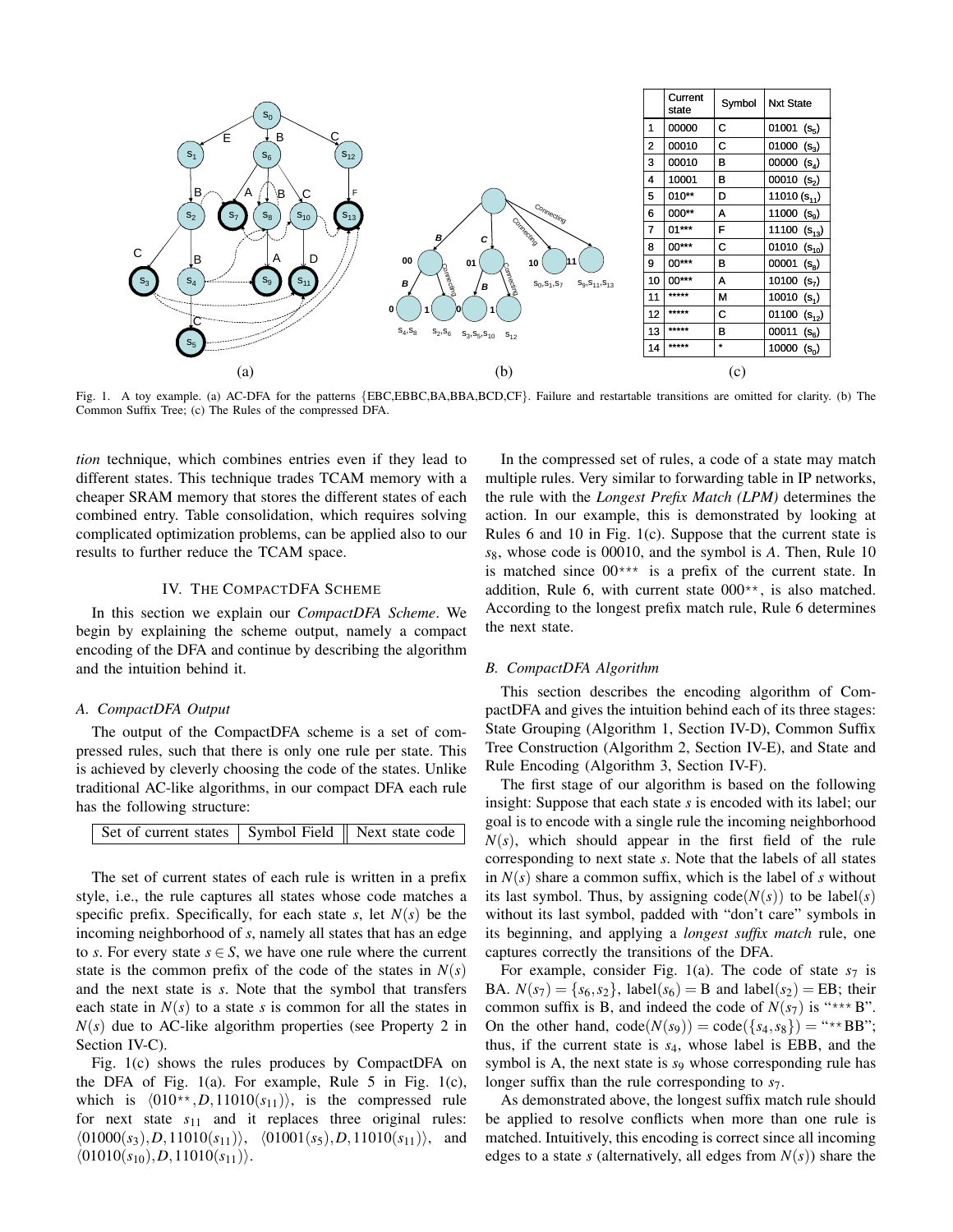|  | Current state | Symbol | Nxt State |
|---|---|---|---|
| 1 | 00000 | C | 01001 ($s_5$) |
| 2 | 00010 | C | 01000 ($s_3$) |
| 3 | 00010 | B | 00000 ($s_4$) |
| 4 | 10001 | B | 00010 ($s_2$) |
| 5 | 010** | D | 11010 ($s_{11}$) |
| 6 | 000** | A | 11000 ($s_9$) |
| 7 | 01*** | F | 11100 ($s_{13}$) |
| 8 | 00*** | C | 01010 ($s_{10}$) |
| 9 | 00*** | B | 00001 ($s_8$) |
| 10 | 00*** | A | 10100 ($s_7$) |
| 11 | ***** | M | 10010 ($s_1$) |
| 12 | ***** | C | 01100 ($s_{12}$) |
| 13 | ***** | B | 00011 ($s_6$) |
| 14 | ***** | * | 10000 ($s_0$) |

Fig. 1. A toy example. (a) AC-DFA for the patterns {EBC,EBBC,BA,BBA,BCD,CF}. Failure and restartable transitions are omitted for clarity. (b) The Common Suffix Tree; (c) The Rules of the compressed DFA.

*tion* technique, which combines entries even if they lead to different states. This technique trades TCAM memory with a cheaper SRAM memory that stores the different states of each combined entry. Table consolidation, which requires solving complicated optimization problems, can be applied also to our results to further reduce the TCAM space.

## IV. The CompactDFA Scheme

In this section we explain our *CompactDFA Scheme*. We begin by explaining the scheme output, namely a compact encoding of the DFA and continue by describing the algorithm and the intuition behind it.

### A. CompactDFA Output

The output of the CompactDFA scheme is a set of compressed rules, such that there is only one rule per state. This is achieved by cleverly choosing the code of the states. Unlike traditional AC-like algorithms, in our compact DFA each rule has the following structure:

| Set of current states | Symbol Field | Next state code |
|---|---|---|

The set of current states of each rule is written in a prefix style, i.e., the rule captures all states whose code matches a specific prefix. Specifically, for each state $s$, let $N(s)$ be the incoming neighborhood of $s$, namely all states that has an edge to $s$. For every state $s \in S$, we have one rule where the current state is the common prefix of the code of the states in $N(s)$ and the next state is $s$. Note that the symbol that transfers each state in $N(s)$ to a state $s$ is common for all the states in $N(s)$ due to AC-like algorithm properties (see Property 2 in Section IV-C).

Fig. 1(c) shows the rules produces by CompactDFA on the DFA of Fig. 1(a). For example, Rule 5 in Fig. 1(c), which is $\langle 010{*}{*}, D, 11010(s_{11})\rangle$, is the compressed rule for next state $s_{11}$ and it replaces three original rules: $\langle 01000(s_3), D, 11010(s_{11})\rangle$, $\langle 01001(s_5), D, 11010(s_{11})\rangle$, and $\langle 01010(s_{10}), D, 11010(s_{11})\rangle$.

In the compressed set of rules, a code of a state may match multiple rules. Very similar to forwarding table in IP networks, the rule with the *Longest Prefix Match (LPM)* determines the action. In our example, this is demonstrated by looking at Rules 6 and 10 in Fig. 1(c). Suppose that the current state is $s_8$, whose code is 00010, and the symbol is $A$. Then, Rule 10 is matched since $00{*}{*}{*}$ is a prefix of the current state. In addition, Rule 6, with current state $000{*}{*}$, is also matched. According to the longest prefix match rule, Rule 6 determines the next state.

### B. CompactDFA Algorithm

This section describes the encoding algorithm of CompactDFA and gives the intuition behind each of its three stages: State Grouping (Algorithm 1, Section IV-D), Common Suffix Tree Construction (Algorithm 2, Section IV-E), and State and Rule Encoding (Algorithm 3, Section IV-F).

The first stage of our algorithm is based on the following insight: Suppose that each state $s$ is encoded with its label; our goal is to encode with a single rule the incoming neighborhood $N(s)$, which should appear in the first field of the rule corresponding to next state $s$. Note that the labels of all states in $N(s)$ share a common suffix, which is the label of $s$ without its last symbol. Thus, by assigning code($N(s)$) to be label($s$) without its last symbol, padded with "don't care" symbols in its beginning, and applying a *longest suffix match* rule, one captures correctly the transitions of the DFA.

For example, consider Fig. 1(a). The code of state $s_7$ is BA. $N(s_7) = \{s_6, s_2\}$, label($s_6$) = B and label($s_2$) = EB; their common suffix is B, and indeed the code of $N(s_7)$ is "*** B". On the other hand, code($N(s_9)$) = code($\{s_4, s_8\}$) = "** BB"; thus, if the current state is $s_4$, whose label is EBB, and the symbol is A, the next state is $s_9$ whose corresponding rule has longer suffix than the rule corresponding to $s_7$.

As demonstrated above, the longest suffix match rule should be applied to resolve conflicts when more than one rule is matched. Intuitively, this encoding is correct since all incoming edges to a state $s$ (alternatively, all edges from $N(s)$) share the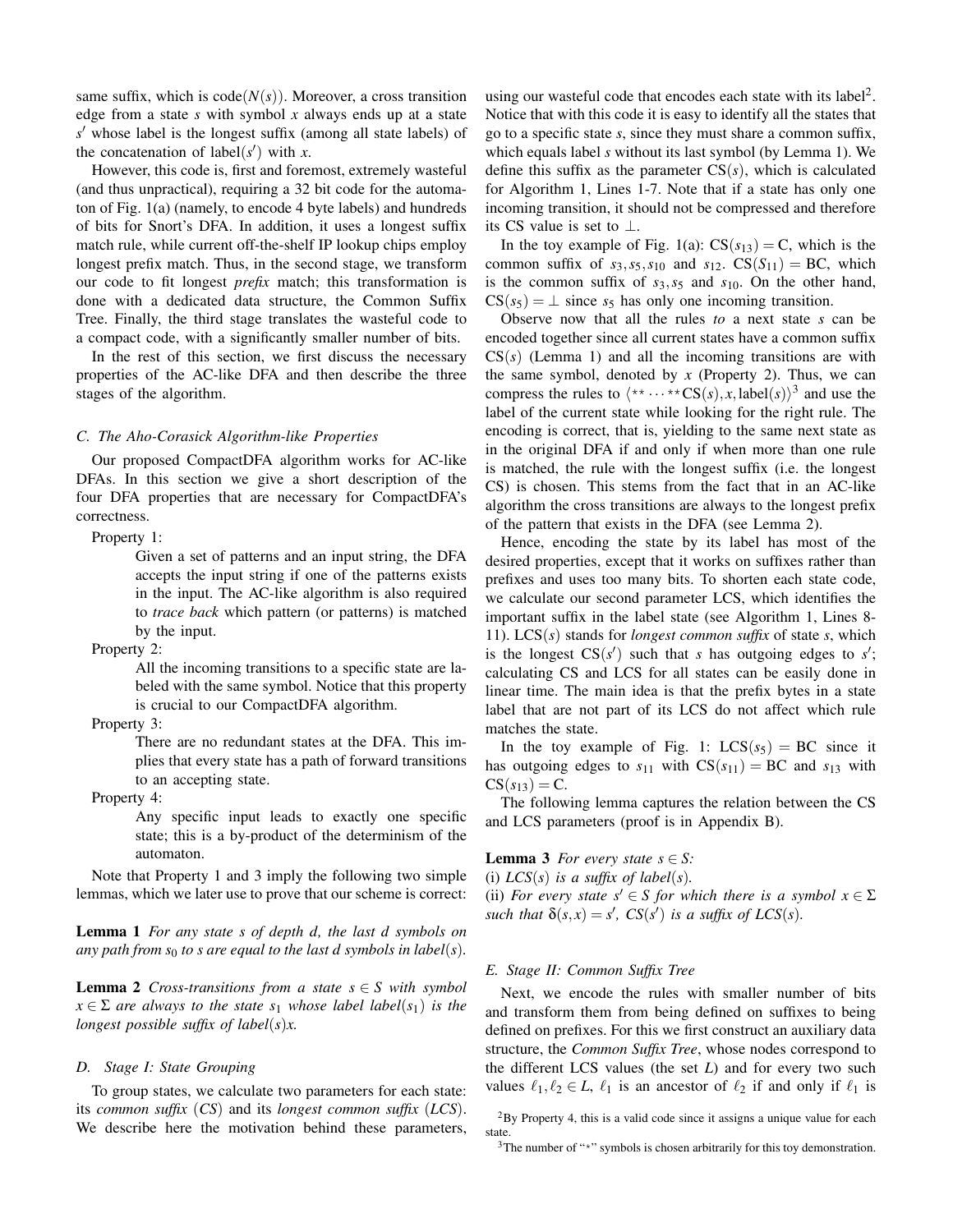same suffix, which is code($N(s)$). Moreover, a cross transition edge from a state $s$ with symbol $x$ always ends up at a state $s'$ whose label is the longest suffix (among all state labels) of the concatenation of label($s'$) with $x$.

However, this code is, first and foremost, extremely wasteful (and thus unpractical), requiring a 32 bit code for the automaton of Fig. 1(a) (namely, to encode 4 byte labels) and hundreds of bits for Snort's DFA. In addition, it uses a longest suffix match rule, while current off-the-shelf IP lookup chips employ longest prefix match. Thus, in the second stage, we transform our code to fit longest *prefix* match; this transformation is done with a dedicated data structure, the Common Suffix Tree. Finally, the third stage translates the wasteful code to a compact code, with a significantly smaller number of bits.

In the rest of this section, we first discuss the necessary properties of the AC-like DFA and then describe the three stages of the algorithm.

### C. The Aho-Corasick Algorithm-like Properties

Our proposed CompactDFA algorithm works for AC-like DFAs. In this section we give a short description of the four DFA properties that are necessary for CompactDFA's correctness.

Property 1:

> Given a set of patterns and an input string, the DFA accepts the input string if one of the patterns exists in the input. The AC-like algorithm is also required to *trace back* which pattern (or patterns) is matched by the input.

Property 2:

> All the incoming transitions to a specific state are labeled with the same symbol. Notice that this property is crucial to our CompactDFA algorithm.

Property 3:

> There are no redundant states at the DFA. This implies that every state has a path of forward transitions to an accepting state.

Property 4:

> Any specific input leads to exactly one specific state; this is a by-product of the determinism of the automaton.

Note that Property 1 and 3 imply the following two simple lemmas, which we later use to prove that our scheme is correct:

**Lemma 1** *For any state $s$ of depth $d$, the last $d$ symbols on any path from $s_0$ to $s$ are equal to the last $d$ symbols in label($s$).*

**Lemma 2** *Cross-transitions from a state $s \in S$ with symbol $x \in \Sigma$ are always to the state $s_1$ whose label label($s_1$) is the longest possible suffix of label($s$)$x$.*

### D. Stage I: State Grouping

To group states, we calculate two parameters for each state: its *common suffix* (*CS*) and its *longest common suffix* (*LCS*). We describe here the motivation behind these parameters, using our wasteful code that encodes each state with its label[2]. Notice that with this code it is easy to identify all the states that go to a specific state $s$, since they must share a common suffix, which equals label $s$ without its last symbol (by Lemma 1). We define this suffix as the parameter CS($s$), which is calculated for Algorithm 1, Lines 1-7. Note that if a state has only one incoming transition, it should not be compressed and therefore its CS value is set to $\perp$.

In the toy example of Fig. 1(a): CS($s_{13}$) = C, which is the common suffix of $s_3, s_5, s_{10}$ and $s_{12}$. CS($S_{11}$) = BC, which is the common suffix of $s_3, s_5$ and $s_{10}$. On the other hand, CS($s_5$) = $\perp$ since $s_5$ has only one incoming transition.

Observe now that all the rules *to* a next state $s$ can be encoded together since all current states have a common suffix CS($s$) (Lemma 1) and all the incoming transitions are with the same symbol, denoted by $x$ (Property 2). Thus, we can compress the rules to $\langle ** \cdots **\text{CS}(s), x, \text{label}(s)\rangle$[3] and use the label of the current state while looking for the right rule. The encoding is correct, that is, yielding to the same next state as in the original DFA if and only if when more than one rule is matched, the rule with the longest suffix (i.e. the longest CS) is chosen. This stems from the fact that in an AC-like algorithm the cross transitions are always to the longest prefix of the pattern that exists in the DFA (see Lemma 2).

Hence, encoding the state by its label has most of the desired properties, except that it works on suffixes rather than prefixes and uses too many bits. To shorten each state code, we calculate our second parameter LCS, which identifies the important suffix in the label state (see Algorithm 1, Lines 8-11). LCS($s$) stands for *longest common suffix* of state $s$, which is the longest CS($s'$) such that $s$ has outgoing edges to $s'$; calculating CS and LCS for all states can be easily done in linear time. The main idea is that the prefix bytes in a state label that are not part of its LCS do not affect which rule matches the state.

In the toy example of Fig. 1: LCS($s_5$) = BC since it has outgoing edges to $s_{11}$ with CS($s_{11}$) = BC and $s_{13}$ with CS($s_{13}$) = C.

The following lemma captures the relation between the CS and LCS parameters (proof is in Appendix B).

**Lemma 3** *For every state $s \in S$:*
(i) *LCS($s$) is a suffix of label($s$).*
(ii) *For every state $s' \in S$ for which there is a symbol $x \in \Sigma$ such that $\delta(s,x) = s'$, CS($s'$) is a suffix of LCS($s$).*

### E. Stage II: Common Suffix Tree

Next, we encode the rules with smaller number of bits and transform them from being defined on suffixes to being defined on prefixes. For this we first construct an auxiliary data structure, the *Common Suffix Tree*, whose nodes correspond to the different LCS values (the set $L$) and for every two such values $\ell_1, \ell_2 \in L$, $\ell_1$ is an ancestor of $\ell_2$ if and only if $\ell_1$ is

[2] By Property 4, this is a valid code since it assigns a unique value for each state.

[3] The number of "*" symbols is chosen arbitrarily for this toy demonstration.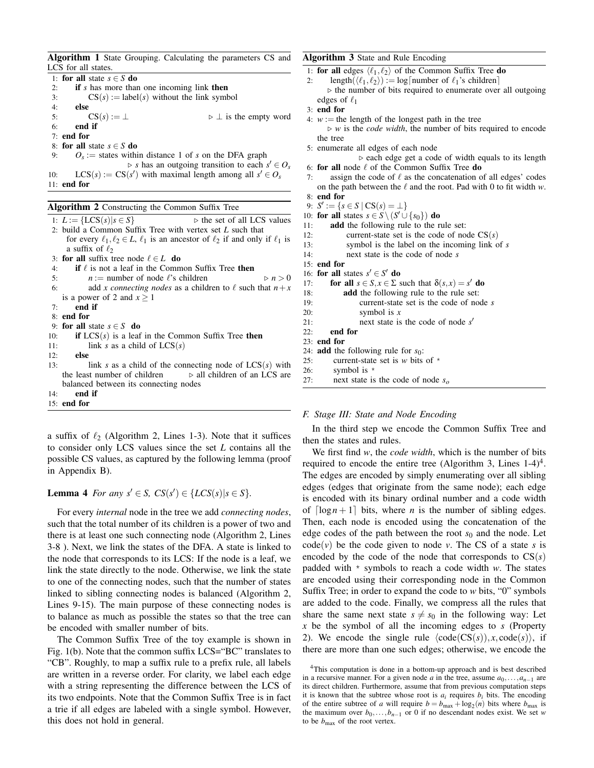**Algorithm 1** State Grouping. Calculating the parameters CS and LCS for all states.

```
1: for all state s ∈ S do
2:     if s has more than one incoming link then
3:         CS(s) := label(s) without the link symbol
4:     else
5:         CS(s) := ⊥                          ▷ ⊥ is the empty word
6:     end if
7: end for
8: for all state s ∈ S do
9:     O_s := states within distance 1 of s on the DFA graph
                          ▷ s has an outgoing transition to each s' ∈ O_s
10:    LCS(s) := CS(s') with maximal length among all s' ∈ O_s
11: end for
```

**Algorithm 2** Constructing the Common Suffix Tree

```
1: L := {LCS(s)|s ∈ S}                    ▷ the set of all LCS values
2: build a Common Suffix Tree with vertex set L such that
   for every ℓ1, ℓ2 ∈ L, ℓ1 is an ancestor of ℓ2 if and only if ℓ1 is
   a suffix of ℓ2
3: for all suffix tree node ℓ ∈ L do
4:     if ℓ is not a leaf in the Common Suffix Tree then
5:         n := number of node ℓ's children              ▷ n > 0
6:         add x connecting nodes as a children to ℓ such that n+x
   is a power of 2 and x ≥ 1
7:     end if
8: end for
9: for all state s ∈ S do
10:    if LCS(s) is a leaf in the Common Suffix Tree then
11:        link s as a child of LCS(s)
12:    else
13:        link s as a child of the connecting node of LCS(s) with
   the least number of children      ▷ all children of an LCS are
   balanced between its connecting nodes
14:    end if
15: end for
```

a suffix of $\ell_2$ (Algorithm 2, Lines 1-3). Note that it suffices to consider only LCS values since the set $L$ contains all the possible CS values, as captured by the following lemma (proof in Appendix B).

**Lemma 4** *For any $s' \in S$, $CS(s') \in \{LCS(s)|s \in S\}$.*

For every *internal* node in the tree we add *connecting nodes*, such that the total number of its children is a power of two and there is at least one such connecting node (Algorithm 2, Lines 3-8 ). Next, we link the states of the DFA. A state is linked to the node that corresponds to its LCS: If the node is a leaf, we link the state directly to the node. Otherwise, we link the state to one of the connecting nodes, such that the number of states linked to sibling connecting nodes is balanced (Algorithm 2, Lines 9-15). The main purpose of these connecting nodes is to balance as much as possible the states so that the tree can be encoded with smaller number of bits.

The Common Suffix Tree of the toy example is shown in Fig. 1(b). Note that the common suffix LCS="BC" translates to "CB". Roughly, to map a suffix rule to a prefix rule, all labels are written in a reverse order. For clarity, we label each edge with a string representing the difference between the LCS of its two endpoints. Note that the Common Suffix Tree is in fact a trie if all edges are labeled with a single symbol. However, this does not hold in general.

**Algorithm 3** State and Rule Encoding

```
1: for all edges ⟨ℓ1, ℓ2⟩ of the Common Suffix Tree do
2:     length(⟨ℓ1, ℓ2⟩) := log⌈number of ℓ1's children⌉
       ▷ the number of bits required to enumerate over all outgoing
   edges of ℓ1
3: end for
4: w := the length of the longest path in the tree
       ▷ w is the code width, the number of bits required to encode
   the tree
5: enumerate all edges of each node
            ▷ each edge get a code of width equals to its length
6: for all node ℓ of the Common Suffix Tree do
7:     assign the code of ℓ as the concatenation of all edges' codes
   on the path between the ℓ and the root. Pad with 0 to fit width w.
8: end for
9: S' := {s ∈ S | CS(s) = ⊥}
10: for all states s ∈ S \ (S' ∪ {s0}) do
11:    add the following rule to the rule set:
12:        current-state set is the code of node CS(s)
13:        symbol is the label on the incoming link of s
14:        next state is the code of node s
15: end for
16: for all states s' ∈ S' do
17:    for all s ∈ S, x ∈ Σ such that δ(s,x) = s' do
18:        add the following rule to the rule set:
19:            current-state set is the code of node s
20:            symbol is x
21:            next state is the code of node s'
22:    end for
23: end for
24: add the following rule for s0:
25:     current-state set is w bits of *
26:     symbol is *
27:     next state is the code of node s_o
```

### F. Stage III: State and Node Encoding

In the third step we encode the Common Suffix Tree and then the states and rules.

We first find $w$, the *code width*, which is the number of bits required to encode the entire tree (Algorithm 3, Lines 1-4)[4]. The edges are encoded by simply enumerating over all sibling edges (edges that originate from the same node); each edge is encoded with its binary ordinal number and a code width of $\lceil \log n + 1 \rceil$ bits, where $n$ is the number of sibling edges. Then, each node is encoded using the concatenation of the edge codes of the path between the root $s_0$ and the node. Let code$(v)$ be the code given to node $v$. The CS of a state $s$ is encoded by the code of the node that corresponds to CS$(s)$ padded with $*$ symbols to reach a code width $w$. The states are encoded using their corresponding node in the Common Suffix Tree; in order to expand the code to $w$ bits, "0" symbols are added to the code. Finally, we compress all the rules that share the same next state $s \neq s_0$ in the following way: Let $x$ be the symbol of all the incoming edges to $s$ (Property 2). We encode the single rule $\langle \text{code}(\text{CS}(s)), x, \text{code}(s) \rangle$, if there are more than one such edges; otherwise, we encode the

[4]This computation is done in a bottom-up approach and is best described in a recursive manner. For a given node $a$ in the tree, assume $a_0, \ldots, a_{n-1}$ are its direct children. Furthermore, assume that from previous computation steps it is known that the subtree whose root is $a_i$ requires $b_i$ bits. The encoding of the entire subtree of $a$ will require $b = b_{\max} + \log_2(n)$ bits where $b_{\max}$ is the maximum over $b_0, \ldots, b_{n-1}$ or 0 if no descendant nodes exist. We set $w$ to be $b_{\max}$ of the root vertex.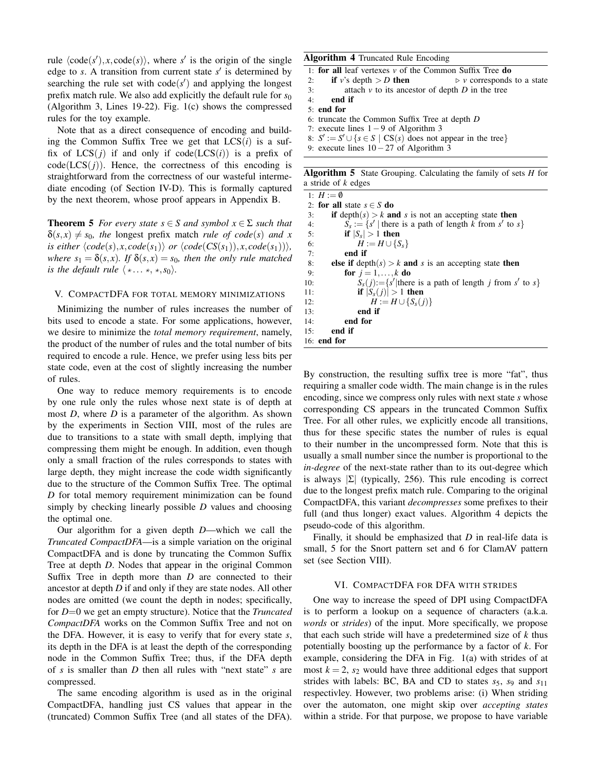rule $\langle \text{code}(s'), x, \text{code}(s)\rangle$, where $s'$ is the origin of the single edge to $s$. A transition from current state $s'$ is determined by searching the rule set with $\text{code}(s')$ and applying the longest prefix match rule. We also add explicitly the default rule for $s_0$ (Algorithm 3, Lines 19-22). Fig. 1(c) shows the compressed rules for the toy example.

Note that as a direct consequence of encoding and building the Common Suffix Tree we get that $\text{LCS}(i)$ is a suffix of $\text{LCS}(j)$ if and only if $\text{code}(\text{LCS}(i))$ is a prefix of $\text{code}(\text{LCS}(j))$. Hence, the correctness of this encoding is straightforward from the correctness of our wasteful intermediate encoding (of Section IV-D). This is formally captured by the next theorem, whose proof appears in Appendix B.

**Theorem 5** *For every state $s \in S$ and symbol $x \in \Sigma$ such that $\delta(s,x) \neq s_0$, the* longest prefix match *rule of $code(s)$ and $x$ is either $\langle code(s), x, code(s_1)\rangle$ or $\langle code(CS(s_1)), x, code(s_1)\rangle$, where $s_1 = \delta(s,x)$. If $\delta(s,x) = s_0$, then the only rule matched is the default rule $\langle \star \dots \star, \star, s_0\rangle$.*

## V. CompactDFA for total memory minimizations

Minimizing the number of rules increases the number of bits used to encode a state. For some applications, however, we desire to minimize the *total memory requirement*, namely, the product of the number of rules and the total number of bits required to encode a rule. Hence, we prefer using less bits per state code, even at the cost of slightly increasing the number of rules.

One way to reduce memory requirements is to encode by one rule only the rules whose next state is of depth at most $D$, where $D$ is a parameter of the algorithm. As shown by the experiments in Section VIII, most of the rules are due to transitions to a state with small depth, implying that compressing them might be enough. In addition, even though only a small fraction of the rules corresponds to states with large depth, they might increase the code width significantly due to the structure of the Common Suffix Tree. The optimal $D$ for total memory requirement minimization can be found simply by checking linearly possible $D$ values and choosing the optimal one.

Our algorithm for a given depth $D$—which we call the *Truncated CompactDFA*—is a simple variation on the original CompactDFA and is done by truncating the Common Suffix Tree at depth $D$. Nodes that appear in the original Common Suffix Tree in depth more than $D$ are connected to their ancestor at depth $D$ if and only if they are state nodes. All other nodes are omitted (we count the depth in nodes; specifically, for $D$=0 we get an empty structure). Notice that the *Truncated CompactDFA* works on the Common Suffix Tree and not on the DFA. However, it is easy to verify that for every state $s$, its depth in the DFA is at least the depth of the corresponding node in the Common Suffix Tree; thus, if the DFA depth of $s$ is smaller than $D$ then all rules with "next state" $s$ are compressed.

The same encoding algorithm is used as in the original CompactDFA, handling just CS values that appear in the (truncated) Common Suffix Tree (and all states of the DFA).

**Algorithm 4** Truncated Rule Encoding

```
1: for all leaf vertexes v of the Common Suffix Tree do
2:     if v's depth > D then                ▷ v corresponds to a state
3:         attach v to its ancestor of depth D in the tree
4:     end if
5: end for
6: truncate the Common Suffix Tree at depth D
7: execute lines 1−9 of Algorithm 3
8: S' := S' ∪ {s ∈ S | CS(s) does not appear in the tree}
9: execute lines 10−27 of Algorithm 3
```

**Algorithm 5** State Grouping. Calculating the family of sets $H$ for a stride of $k$ edges

```
1: H := ∅
2: for all state s ∈ S do
3:     if depth(s) > k and s is not an accepting state then
4:         S_s := {s' | there is a path of length k from s' to s}
5:         if |S_s| > 1 then
6:             H := H ∪ {S_s}
7:         end if
8:     else if depth(s) > k and s is an accepting state then
9:         for j = 1,...,k do
10:            S_s(j) := {s' | there is a path of length j from s' to s}
11:            if |S_s(j)| > 1 then
12:                H := H ∪ {S_s(j)}
13:            end if
14:        end for
15:    end if
16: end for
```

By construction, the resulting suffix tree is more "fat", thus requiring a smaller code width. The main change is in the rules encoding, since we compress only rules with next state $s$ whose corresponding CS appears in the truncated Common Suffix Tree. For all other rules, we explicitly encode all transitions, thus for these specific states the number of rules is equal to their number in the uncompressed form. Note that this is usually a small number since the number is proportional to the *in-degree* of the next-state rather than to its out-degree which is always $|\Sigma|$ (typically, 256). This rule encoding is correct due to the longest prefix match rule. Comparing to the original CompactDFA, this variant *decompresses* some prefixes to their full (and thus longer) exact values. Algorithm 4 depicts the pseudo-code of this algorithm.

Finally, it should be emphasized that $D$ in real-life data is small, 5 for the Snort pattern set and 6 for ClamAV pattern set (see Section VIII).

## VI. CompactDFA for DFA with strides

One way to increase the speed of DPI using CompactDFA is to perform a lookup on a sequence of characters (a.k.a. *words* or *strides*) of the input. More specifically, we propose that each such stride will have a predetermined size of $k$ thus potentially boosting up the performance by a factor of $k$. For example, considering the DFA in Fig. 1(a) with strides of at most $k = 2$, $s_2$ would have three additional edges that support strides with labels: BC, BA and CD to states $s_5$, $s_9$ and $s_{11}$ respectivley. However, two problems arise: (i) When striding over the automaton, one might skip over *accepting states* within a stride. For that purpose, we propose to have variable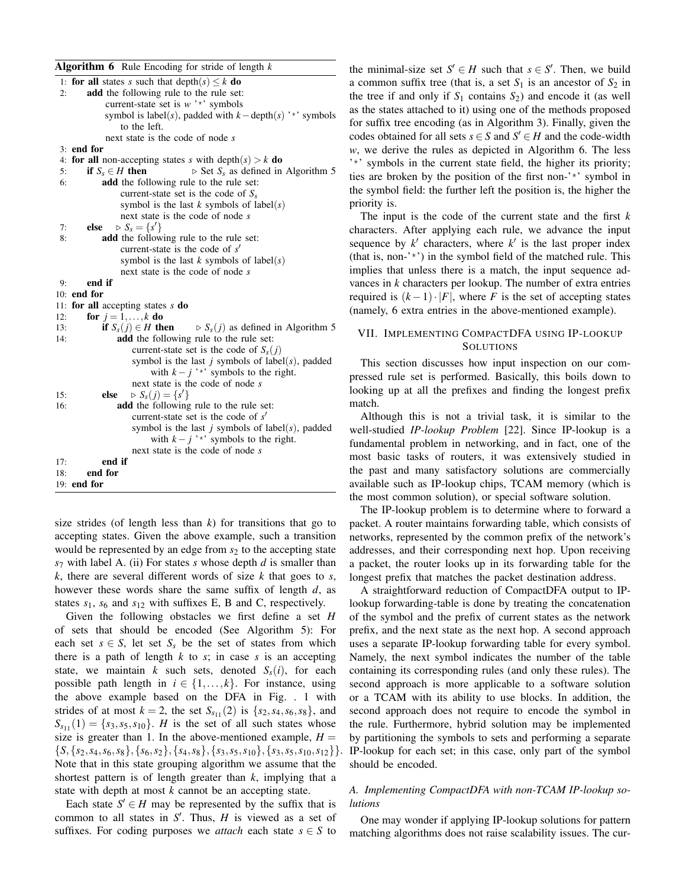**Algorithm 6** Rule Encoding for stride of length $k$

```
1: for all states s such that depth(s) ≤ k do
2:     add the following rule to the rule set:
           current-state set is w '*' symbols
           symbol is label(s), padded with k − depth(s) '*' symbols
               to the left.
           next state is the code of node s
3: end for
4: for all non-accepting states s with depth(s) > k do
5:     if S_s ∈ H then                ▷ Set S_s as defined in Algorithm 5
6:         add the following rule to the rule set:
               current-state set is the code of S_s
               symbol is the last k symbols of label(s)
               next state is the code of node s
7:     else    ▷ S_s = {s'}
8:         add the following rule to the rule set:
               current-state set is the code of s'
               symbol is the last k symbols of label(s)
               next state is the code of node s
9:     end if
10: end for
11: for all accepting states s do
12:     for j = 1,...,k do
13:         if S_s(j) ∈ H then         ▷ S_s(j) as defined in Algorithm 5
14:             add the following rule to the rule set:
                    current-state set is the code of S_s(j)
                    symbol is the last j symbols of label(s), padded
                        with k − j '*' symbols to the right.
                    next state is the code of node s
15:         else    ▷ S_s(j) = {s'}
16:             add the following rule to the rule set:
                    current-state set is the code of s'
                    symbol is the last j symbols of label(s), padded
                        with k − j '*' symbols to the right.
                    next state is the code of node s
17:         end if
18:     end for
19: end for
```

size strides (of length less than $k$) for transitions that go to accepting states. Given the above example, such a transition would be represented by an edge from $s_2$ to the accepting state $s_7$ with label A. (ii) For states $s$ whose depth $d$ is smaller than $k$, there are several different words of size $k$ that goes to $s$, however these words share the same suffix of length $d$, as states $s_1$, $s_6$ and $s_{12}$ with suffixes E, B and C, respectively.

Given the following obstacles we first define a set $H$ of sets that should be encoded (See Algorithm 5): For each set $s \in S$, let set $S_s$ be the set of states from which there is a path of length $k$ to $s$; in case $s$ is an accepting state, we maintain $k$ such sets, denoted $S_s(i)$, for each possible path length in $i \in \{1,\dots,k\}$. For instance, using the above example based on the DFA in Fig. . 1 with strides of at most $k = 2$, the set $S_{s_{11}}(2)$ is $\{s_2, s_4, s_6, s_8\}$, and $S_{s_{11}}(1) = \{s_3, s_5, s_{10}\}$. $H$ is the set of all such states whose size is greater than 1. In the above-mentioned example, $H = \{S, \{s_2, s_4, s_6, s_8\}, \{s_6, s_2\}, \{s_4, s_8\}, \{s_3, s_5, s_{10}\}, \{s_3, s_5, s_{10}, s_{12}\}\}$. Note that in this state grouping algorithm we assume that the shortest pattern is of length greater than $k$, implying that a state with depth at most $k$ cannot be an accepting state.

Each state $S' \in H$ may be represented by the suffix that is common to all states in $S'$. Thus, $H$ is viewed as a set of suffixes. For coding purposes we *attach* each state $s \in S$ to the minimal-size set $S' \in H$ such that $s \in S'$. Then, we build a common suffix tree (that is, a set $S_1$ is an ancestor of $S_2$ in the tree if and only if $S_1$ contains $S_2$) and encode it (as well as the states attached to it) using one of the methods proposed for suffix tree encoding (as in Algorithm 3). Finally, given the codes obtained for all sets $s \in S$ and $S' \in H$ and the code-width $w$, we derive the rules as depicted in Algorithm 6. The less '*' symbols in the current state field, the higher its priority; ties are broken by the position of the first non-'*' symbol in the symbol field: the further left the position is, the higher the priority is.

The input is the code of the current state and the first $k$ characters. After applying each rule, we advance the input sequence by $k'$ characters, where $k'$ is the last proper index (that is, non-'*') in the symbol field of the matched rule. This implies that unless there is a match, the input sequence advances in $k$ characters per lookup. The number of extra entries required is $(k-1)\cdot|F|$, where $F$ is the set of accepting states (namely, 6 extra entries in the above-mentioned example).

## VII. Implementing CompactDFA using IP-lookup Solutions

This section discusses how input inspection on our compressed rule set is performed. Basically, this boils down to looking up at all the prefixes and finding the longest prefix match.

Although this is not a trivial task, it is similar to the well-studied *IP-lookup Problem* [22]. Since IP-lookup is a fundamental problem in networking, and in fact, one of the most basic tasks of routers, it was extensively studied in the past and many satisfactory solutions are commercially available such as IP-lookup chips, TCAM memory (which is the most common solution), or special software solution.

The IP-lookup problem is to determine where to forward a packet. A router maintains forwarding table, which consists of networks, represented by the common prefix of the network's addresses, and their corresponding next hop. Upon receiving a packet, the router looks up in its forwarding table for the longest prefix that matches the packet destination address.

A straightforward reduction of CompactDFA output to IP-lookup forwarding-table is done by treating the concatenation of the symbol and the prefix of current states as the network prefix, and the next state as the next hop. A second approach uses a separate IP-lookup forwarding table for every symbol. Namely, the next symbol indicates the number of the table containing its corresponding rules (and only these rules). The second approach is more applicable to a software solution or a TCAM with its ability to use blocks. In addition, the second approach does not require to encode the symbol in the rule. Furthermore, hybrid solution may be implemented by partitioning the symbols to sets and performing a separate IP-lookup for each set; in this case, only part of the symbol should be encoded.

### A. Implementing CompactDFA with non-TCAM IP-lookup solutions

One may wonder if applying IP-lookup solutions for pattern matching algorithms does not raise scalability issues. The cur-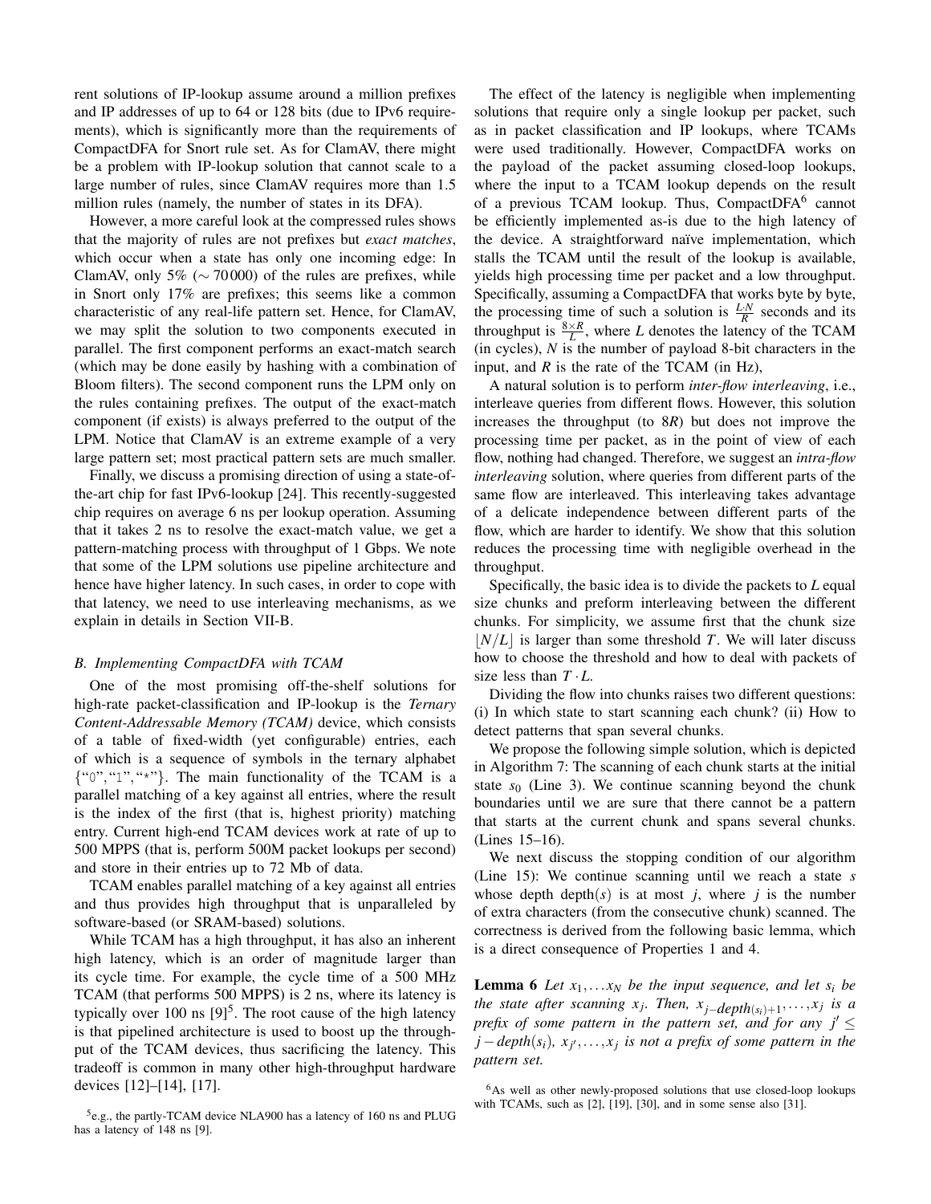rent solutions of IP-lookup assume around a million prefixes and IP addresses of up to 64 or 128 bits (due to IPv6 requirements), which is significantly more than the requirements of CompactDFA for Snort rule set. As for ClamAV, there might be a problem with IP-lookup solution that cannot scale to a large number of rules, since ClamAV requires more than 1.5 million rules (namely, the number of states in its DFA).

However, a more careful look at the compressed rules shows that the majority of rules are not prefixes but *exact matches*, which occur when a state has only one incoming edge: In ClamAV, only 5% ($\sim 70\,000$) of the rules are prefixes, while in Snort only 17% are prefixes; this seems like a common characteristic of any real-life pattern set. Hence, for ClamAV, we may split the solution to two components executed in parallel. The first component performs an exact-match search (which may be done easily by hashing with a combination of Bloom filters). The second component runs the LPM only on the rules containing prefixes. The output of the exact-match component (if exists) is always preferred to the output of the LPM. Notice that ClamAV is an extreme example of a very large pattern set; most practical pattern sets are much smaller.

Finally, we discuss a promising direction of using a state-of-the-art chip for fast IPv6-lookup [24]. This recently-suggested chip requires on average 6 ns per lookup operation. Assuming that it takes 2 ns to resolve the exact-match value, we get a pattern-matching process with throughput of 1 Gbps. We note that some of the LPM solutions use pipeline architecture and hence have higher latency. In such cases, in order to cope with that latency, we need to use interleaving mechanisms, as we explain in details in Section VII-B.

### B. Implementing CompactDFA with TCAM

One of the most promising off-the-shelf solutions for high-rate packet-classification and IP-lookup is the *Ternary Content-Addressable Memory (TCAM)* device, which consists of a table of fixed-width (yet configurable) entries, each of which is a sequence of symbols in the ternary alphabet {"0","1","*"}. The main functionality of the TCAM is a parallel matching of a key against all entries, where the result is the index of the first (that is, highest priority) matching entry. Current high-end TCAM devices work at rate of up to 500 MPPS (that is, perform 500M packet lookups per second) and store in their entries up to 72 Mb of data.

TCAM enables parallel matching of a key against all entries and thus provides high throughput that is unparalleled by software-based (or SRAM-based) solutions.

While TCAM has a high throughput, it has also an inherent high latency, which is an order of magnitude larger than its cycle time. For example, the cycle time of a 500 MHz TCAM (that performs 500 MPPS) is 2 ns, where its latency is typically over 100 ns [9][5]. The root cause of the high latency is that pipelined architecture is used to boost up the throughput of the TCAM devices, thus sacrificing the latency. This tradeoff is common in many other high-throughput hardware devices [12]–[14], [17].

[5] e.g., the partly-TCAM device NLA900 has a latency of 160 ns and PLUG has a latency of 148 ns [9].

The effect of the latency is negligible when implementing solutions that require only a single lookup per packet, such as in packet classification and IP lookups, where TCAMs were used traditionally. However, CompactDFA works on the payload of the packet assuming closed-loop lookups, where the input to a TCAM lookup depends on the result of a previous TCAM lookup. Thus, CompactDFA[6] cannot be efficiently implemented as-is due to the high latency of the device. A straightforward naïve implementation, which stalls the TCAM until the result of the lookup is available, yields high processing time per packet and a low throughput. Specifically, assuming a CompactDFA that works byte by byte, the processing time of such a solution is $\frac{L \cdot N}{R}$ seconds and its throughput is $\frac{8 \times R}{L}$, where $L$ denotes the latency of the TCAM (in cycles), $N$ is the number of payload 8-bit characters in the input, and $R$ is the rate of the TCAM (in Hz),

A natural solution is to perform *inter-flow interleaving*, i.e., interleave queries from different flows. However, this solution increases the throughput (to $8R$) but does not improve the processing time per packet, as in the point of view of each flow, nothing had changed. Therefore, we suggest an *intra-flow interleaving* solution, where queries from different parts of the same flow are interleaved. This interleaving takes advantage of a delicate independence between different parts of the flow, which are harder to identify. We show that this solution reduces the processing time with negligible overhead in the throughput.

Specifically, the basic idea is to divide the packets to $L$ equal size chunks and preform interleaving between the different chunks. For simplicity, we assume first that the chunk size $\lfloor N/L \rfloor$ is larger than some threshold $T$. We will later discuss how to choose the threshold and how to deal with packets of size less than $T \cdot L$.

Dividing the flow into chunks raises two different questions: (i) In which state to start scanning each chunk? (ii) How to detect patterns that span several chunks.

We propose the following simple solution, which is depicted in Algorithm 7: The scanning of each chunk starts at the initial state $s_0$ (Line 3). We continue scanning beyond the chunk boundaries until we are sure that there cannot be a pattern that starts at the current chunk and spans several chunks. (Lines 15–16).

We next discuss the stopping condition of our algorithm (Line 15): We continue scanning until we reach a state $s$ whose depth depth$(s)$ is at most $j$, where $j$ is the number of extra characters (from the consecutive chunk) scanned. The correctness is derived from the following basic lemma, which is a direct consequence of Properties 1 and 4.

**Lemma 6** *Let $x_1, \ldots x_N$ be the input sequence, and let $s_i$ be the state after scanning $x_j$. Then, $x_{j-depth(s_i)+1}, \ldots, x_j$ is a prefix of some pattern in the pattern set, and for any $j' \leq j - depth(s_i)$, $x_{j'}, \ldots, x_j$ is not a prefix of some pattern in the pattern set.*

[6] As well as other newly-proposed solutions that use closed-loop lookups with TCAMs, such as [2], [19], [30], and in some sense also [31].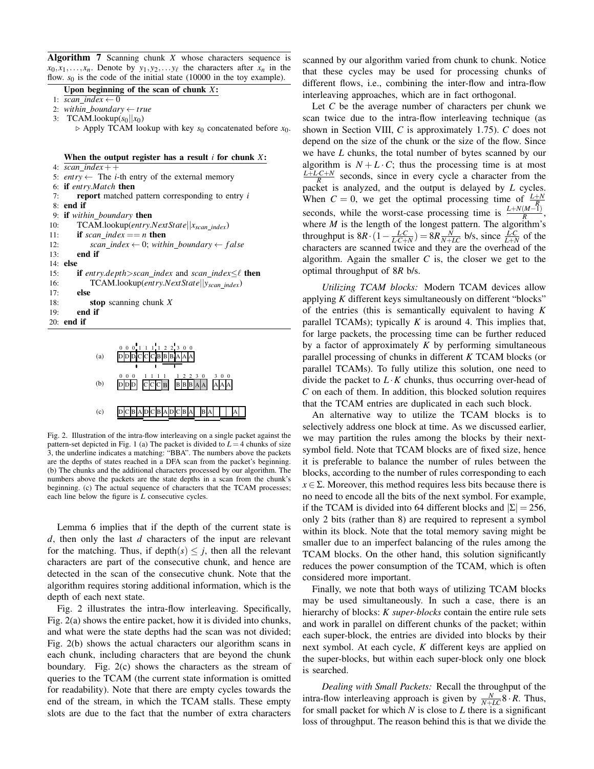**Algorithm 7** Scanning chunk $X$ whose characters sequence is $x_0, x_1, \ldots, x_n$. Denote by $y_1, y_2, \ldots y_\ell$ the characters after $x_n$ in the flow. $s_0$ is the code of the initial state (10000 in the toy example).

**Upon beginning of the scan of chunk $X$:**

```
1: scan_index ← 0
2: within_boundary ← true
3: TCAM.lookup(s0||x0)
   ▷ Apply TCAM lookup with key s0 concatenated before x0.
```

**When the output register has a result $i$ for chunk $X$:**

```
4: scan_index++
5: entry ← The i-th entry of the external memory
6: if entry.Match then
7:     report matched pattern corresponding to entry i
8: end if
9: if within_boundary then
10:    TCAM.lookup(entry.NextState||x_scan_index)
11:    if scan_index == n then
12:        scan_index ← 0; within_boundary ← false
13:    end if
14: else
15:    if entry.depth>scan_index and scan_index≤ℓ then
16:        TCAM.lookup(entry.NextState||y_scan_index)
17:    else
18:        stop scanning chunk X
19:    end if
20: end if
```

Fig. 2. Illustration of the intra-flow interleaving on a single packet against the pattern-set depicted in Fig. 1 (a) The packet is divided to $L = 4$ chunks of size 3, the underline indicates a matching: "BBA". The numbers above the packets are the depths of states reached in a DFA scan from the packet's beginning. (b) The chunks and the additional characters processed by our algorithm. The numbers above the packets are the state depths in a scan from the chunk's beginning. (c) The actual sequence of characters that the TCAM processes; each line below the figure is $L$ consecutive cycles.

Lemma 6 implies that if the depth of the current state is $d$, then only the last $d$ characters of the input are relevant for the matching. Thus, if depth$(s) \leq j$, then all the relevant characters are part of the consecutive chunk, and hence are detected in the scan of the consecutive chunk. Note that the algorithm requires storing additional information, which is the depth of each next state.

Fig. 2 illustrates the intra-flow interleaving. Specifically, Fig. 2(a) shows the entire packet, how it is divided into chunks, and what were the state depths had the scan was not divided; Fig. 2(b) shows the actual characters our algorithm scans in each chunk, including characters that are beyond the chunk boundary. Fig. 2(c) shows the characters as the stream of queries to the TCAM (the current state information is omitted for readability). Note that there are empty cycles towards the end of the stream, in which the TCAM stalls. These empty slots are due to the fact that the number of extra characters scanned by our algorithm varied from chunk to chunk. Notice that these cycles may be used for processing chunks of different flows, i.e., combining the inter-flow and intra-flow interleaving approaches, which are in fact orthogonal.

Let $C$ be the average number of characters per chunk we scan twice due to the intra-flow interleaving technique (as shown in Section VIII, $C$ is approximately 1.75). $C$ does not depend on the size of the chunk or the size of the flow. Since we have $L$ chunks, the total number of bytes scanned by our algorithm is $N + L \cdot C$; thus the processing time is at most $\frac{L + L \cdot C + N}{R}$ seconds, since in every cycle a character from the packet is analyzed, and the output is delayed by $L$ cycles. When $C = 0$, we get the optimal processing time of $\frac{L+N}{R}$ seconds, while the worst-case processing time is $\frac{L+N(M-1)}{R}$, where $M$ is the length of the longest pattern. The algorithm's throughput is $8R \cdot (1 - \frac{L \cdot C}{L \cdot C + N}) = 8R \frac{N}{N+LC}$ b/s, since $\frac{L \cdot C}{L+N}$ of the characters are scanned twice and they are the overhead of the algorithm. Again the smaller $C$ is, the closer we get to the optimal throughput of $8R$ b/s.

*Utilizing TCAM blocks:* Modern TCAM devices allow applying $K$ different keys simultaneously on different "blocks" of the entries (this is semantically equivalent to having $K$ parallel TCAMs); typically $K$ is around 4. This implies that, for large packets, the processing time can be further reduced by a factor of approximately $K$ by performing simultaneous parallel processing of chunks in different $K$ TCAM blocks (or parallel TCAMs). To fully utilize this solution, one need to divide the packet to $L \cdot K$ chunks, thus occurring over-head of $C$ on each of them. In addition, this blocked solution requires that the TCAM entries are duplicated in each such block.

An alternative way to utilize the TCAM blocks is to selectively address one block at time. As we discussed earlier, we may partition the rules among the blocks by their next-symbol field. Note that TCAM blocks are of fixed size, hence it is preferable to balance the number of rules between the blocks, according to the number of rules corresponding to each $x \in \Sigma$. Moreover, this method requires less bits because there is no need to encode all the bits of the next symbol. For example, if the TCAM is divided into 64 different blocks and $|\Sigma| = 256$, only 2 bits (rather than 8) are required to represent a symbol within its block. Note that the total memory saving might be smaller due to an imperfect balancing of the rules among the TCAM blocks. On the other hand, this solution significantly reduces the power consumption of the TCAM, which is often considered more important.

Finally, we note that both ways of utilizing TCAM blocks may be used simultaneously. In such a case, there is an hierarchy of blocks: $K$ *super-blocks* contain the entire rule sets and work in parallel on different chunks of the packet; within each super-block, the entries are divided into blocks by their next symbol. At each cycle, $K$ different keys are applied on the super-blocks, but within each super-block only one block is searched.

*Dealing with Small Packets:* Recall the throughput of the intra-flow interleaving approach is given by $\frac{N}{N+LC} 8 \cdot R$. Thus, for small packet for which $N$ is close to $L$ there is a significant loss of throughput. The reason behind this is that we divide the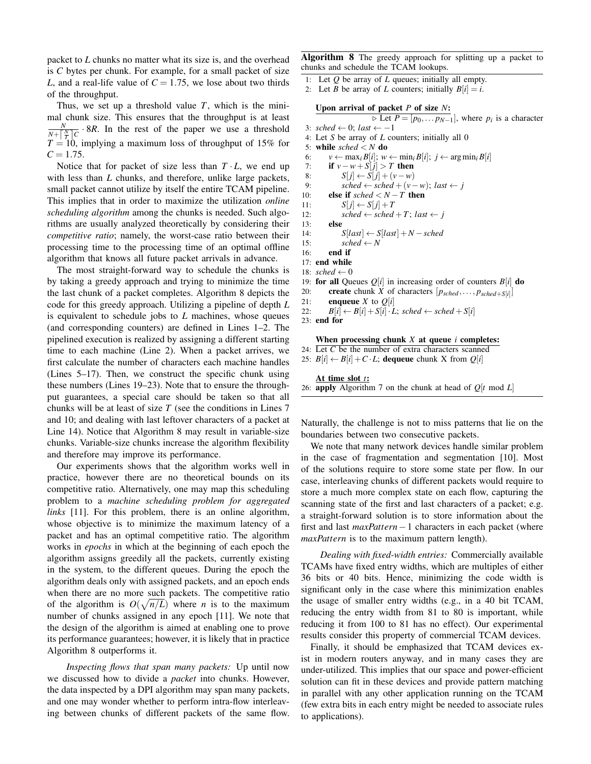packet to $L$ chunks no matter what its size is, and the overhead is $C$ bytes per chunk. For example, for a small packet of size $L$, and a real-life value of $C = 1.75$, we lose about two thirds of the throughput.

Thus, we set up a threshold value $T$, which is the minimal chunk size. This ensures that the throughput is at least $\frac{N}{N+\lceil \frac{N}{T} \rceil C} \cdot 8R$. In the rest of the paper we use a threshold $T = 10$, implying a maximum loss of throughput of 15% for $C = 1.75$.

Notice that for packet of size less than $T \cdot L$, we end up with less than $L$ chunks, and therefore, unlike large packets, small packet cannot utilize by itself the entire TCAM pipeline. This implies that in order to maximize the utilization *online scheduling algorithm* among the chunks is needed. Such algorithms are usually analyzed theoretically by considering their *competitive ratio*; namely, the worst-case ratio between their processing time to the processing time of an optimal offline algorithm that knows all future packet arrivals in advance.

The most straight-forward way to schedule the chunks is by taking a greedy approach and trying to minimize the time the last chunk of a packet completes. Algorithm 8 depicts the code for this greedy approach. Utilizing a pipeline of depth $L$ is equivalent to schedule jobs to $L$ machines, whose queues (and corresponding counters) are defined in Lines 1–2. The pipelined execution is realized by assigning a different starting time to each machine (Line 2). When a packet arrives, we first calculate the number of characters each machine handles (Lines 5–17). Then, we construct the specific chunk using these numbers (Lines 19–23). Note that to ensure the throughput guarantees, a special care should be taken so that all chunks will be at least of size $T$ (see the conditions in Lines 7 and 10; and dealing with last leftover characters of a packet at Line 14). Notice that Algorithm 8 may result in variable-size chunks. Variable-size chunks increase the algorithm flexibility and therefore may improve its performance.

Our experiments shows that the algorithm works well in practice, however there are no theoretical bounds on its competitive ratio. Alternatively, one may map this scheduling problem to a *machine scheduling problem for aggregated links* [11]. For this problem, there is an online algorithm, whose objective is to minimize the maximum latency of a packet and has an optimal competitive ratio. The algorithm works in *epochs* in which at the beginning of each epoch the algorithm assigns greedily all the packets, currently existing in the system, to the different queues. During the epoch the algorithm deals only with assigned packets, and an epoch ends when there are no more such packets. The competitive ratio of the algorithm is $O(\sqrt{n/L})$ where $n$ is to the maximum number of chunks assigned in any epoch [11]. We note that the design of the algorithm is aimed at enabling one to prove its performance guarantees; however, it is likely that in practice Algorithm 8 outperforms it.

*Inspecting flows that span many packets:* Up until now we discussed how to divide a *packet* into chunks. However, the data inspected by a DPI algorithm may span many packets, and one may wonder whether to perform intra-flow interleaving between chunks of different packets of the same flow.

**Algorithm 8** The greedy approach for splitting up a packet to chunks and schedule the TCAM lookups.

```
1:  Let Q be array of L queues; initially all empty.
2:  Let B be array of L counters; initially B[i] = i.

    Upon arrival of packet P of size N:
                     ▷ Let P = [p_0, ... p_{N-1}], where p_i is a character
3:  sched ← 0; last ← −1
4:  Let S be array of L counters; initially all 0
5:  while sched < N do
6:      v ← max_i B[i]; w ← min_i B[i]; j ← argmin_i B[i]
7:      if v − w + S[j] > T then
8:          S[j] ← S[j] + (v − w)
9:          sched ← sched + (v − w); last ← j
10:     else if sched < N − T then
11:         S[j] ← S[j] + T
12:         sched ← sched + T; last ← j
13:     else
14:         S[last] ← S[last] + N − sched
15:         sched ← N
16:     end if
17: end while
18: sched ← 0
19: for all Queues Q[i] in increasing order of counters B[i] do
20:     create chunk X of characters [p_sched, ..., p_{sched+S[i]}]
21:     enqueue X to Q[i]
22:     B[i] ← B[i] + S[i] · L; sched ← sched + S[i]
23: end for

    When processing chunk X at queue i completes:
24: Let C be the number of extra characters scanned
25: B[i] ← B[i] + C · L; dequeue chunk X from Q[i]

    At time slot t:
26: apply Algorithm 7 on the chunk at head of Q[t mod L]
```

Naturally, the challenge is not to miss patterns that lie on the boundaries between two consecutive packets.

We note that many network devices handle similar problem in the case of fragmentation and segmentation [10]. Most of the solutions require to store some state per flow. In our case, interleaving chunks of different packets would require to store a much more complex state on each flow, capturing the scanning state of the first and last characters of a packet; e.g. a straight-forward solution is to store information about the first and last $maxPattern - 1$ characters in each packet (where $maxPattern$ is to the maximum pattern length).

*Dealing with fixed-width entries:* Commercially available TCAMs have fixed entry widths, which are multiples of either 36 bits or 40 bits. Hence, minimizing the code width is significant only in the case where this minimization enables the usage of smaller entry widths (e.g., in a 40 bit TCAM, reducing the entry width from 81 to 80 is important, while reducing it from 100 to 81 has no effect). Our experimental results consider this property of commercial TCAM devices.

Finally, it should be emphasized that TCAM devices exist in modern routers anyway, and in many cases they are under-utilized. This implies that our space and power-efficient solution can fit in these devices and provide pattern matching in parallel with any other application running on the TCAM (few extra bits in each entry might be needed to associate rules to applications).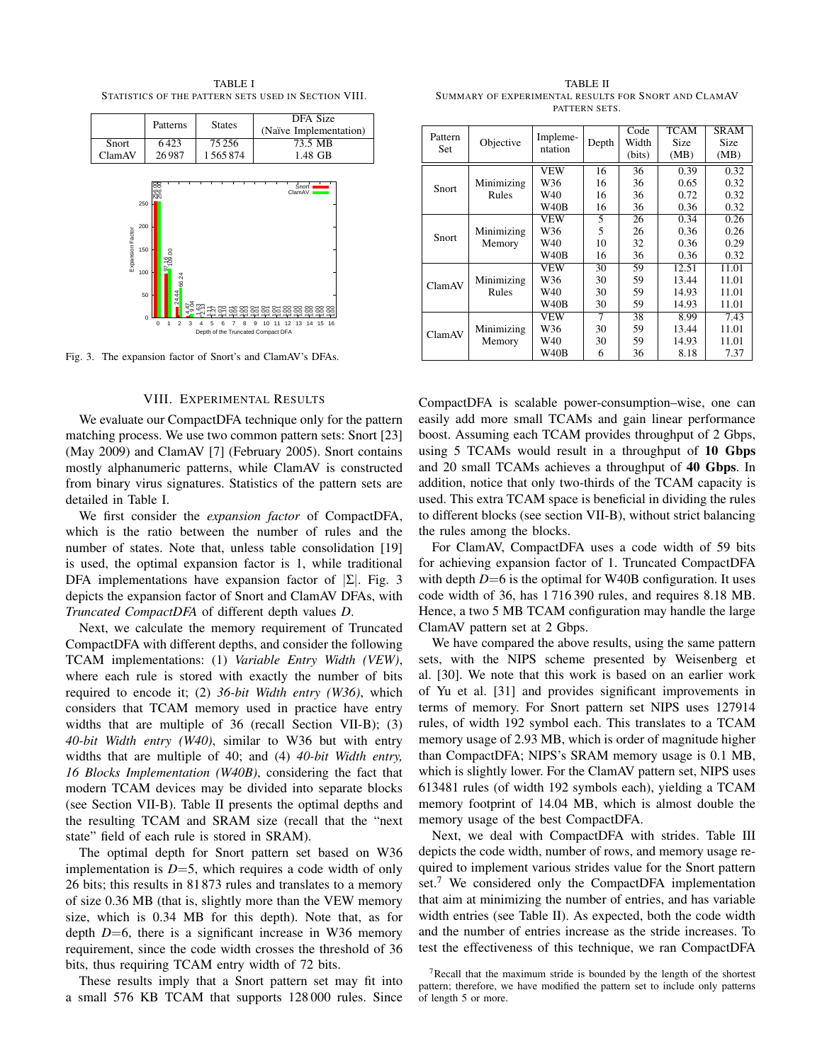TABLE I
STATISTICS OF THE PATTERN SETS USED IN SECTION VIII.

| | Patterns | States | DFA Size (Naïve Implementation) |
|---|---|---|---|
| Snort | 6 423 | 75 256 | 73.5 MB |
| ClamAV | 26 987 | 1 565 874 | 1.48 GB |

Fig. 3. The expansion factor of Snort's and ClamAV's DFAs.

TABLE II
SUMMARY OF EXPERIMENTAL RESULTS FOR SNORT AND CLAMAV PATTERN SETS.

| Pattern Set | Objective | Implementation | Depth | Code Width (bits) | TCAM Size (MB) | SRAM Size (MB) |
|---|---|---|---|---|---|---|
| Snort | Minimizing Rules | VEW | 16 | 36 | 0.39 | 0.32 |
| | | W36 | 16 | 36 | 0.65 | 0.32 |
| | | W40 | 16 | 36 | 0.72 | 0.32 |
| | | W40B | 16 | 36 | 0.36 | 0.32 |
| Snort | Minimizing Memory | VEW | 5 | 26 | 0.34 | 0.26 |
| | | W36 | 5 | 26 | 0.36 | 0.26 |
| | | W40 | 10 | 32 | 0.36 | 0.29 |
| | | W40B | 16 | 36 | 0.36 | 0.32 |
| ClamAV | Minimizing Rules | VEW | 30 | 59 | 12.51 | 11.01 |
| | | W36 | 30 | 59 | 13.44 | 11.01 |
| | | W40 | 30 | 59 | 14.93 | 11.01 |
| | | W40B | 30 | 59 | 14.93 | 11.01 |
| ClamAV | Minimizing Memory | VEW | 7 | 38 | 8.99 | 7.43 |
| | | W36 | 30 | 59 | 13.44 | 11.01 |
| | | W40 | 30 | 59 | 14.93 | 11.01 |
| | | W40B | 6 | 36 | 8.18 | 7.37 |

## VIII. EXPERIMENTAL RESULTS

We evaluate our CompactDFA technique only for the pattern matching process. We use two common pattern sets: Snort [23] (May 2009) and ClamAV [7] (February 2005). Snort contains mostly alphanumeric patterns, while ClamAV is constructed from binary virus signatures. Statistics of the pattern sets are detailed in Table I.

We first consider the *expansion factor* of CompactDFA, which is the ratio between the number of rules and the number of states. Note that, unless table consolidation [19] is used, the optimal expansion factor is 1, while traditional DFA implementations have expansion factor of $|\Sigma|$. Fig. 3 depicts the expansion factor of Snort and ClamAV DFAs, with *Truncated CompactDFA* of different depth values $D$.

Next, we calculate the memory requirement of Truncated CompactDFA with different depths, and consider the following TCAM implementations: (1) *Variable Entry Width (VEW)*, where each rule is stored with exactly the number of bits required to encode it; (2) *36-bit Width entry (W36)*, which considers that TCAM memory used in practice have entry widths that are multiple of 36 (recall Section VII-B); (3) *40-bit Width entry (W40)*, similar to W36 but with entry widths that are multiple of 40; and (4) *40-bit Width entry, 16 Blocks Implementation (W40B)*, considering the fact that modern TCAM devices may be divided into separate blocks (see Section VII-B). Table II presents the optimal depths and the resulting TCAM and SRAM size (recall that the "next state" field of each rule is stored in SRAM).

The optimal depth for Snort pattern set based on W36 implementation is $D$=5, which requires a code width of only 26 bits; this results in 81 873 rules and translates to a memory of size 0.36 MB (that is, slightly more than the VEW memory size, which is 0.34 MB for this depth). Note that, as for depth $D$=6, there is a significant increase in W36 memory requirement, since the code width crosses the threshold of 36 bits, thus requiring TCAM entry width of 72 bits.

These results imply that a Snort pattern set may fit into a small 576 KB TCAM that supports 128 000 rules. Since CompactDFA is scalable power-consumption–wise, one can easily add more small TCAMs and gain linear performance boost. Assuming each TCAM provides throughput of 2 Gbps, using 5 TCAMs would result in a throughput of **10 Gbps** and 20 small TCAMs achieves a throughput of **40 Gbps**. In addition, notice that only two-thirds of the TCAM capacity is used. This extra TCAM space is beneficial in dividing the rules to different blocks (see section VII-B), without strict balancing the rules among the blocks.

For ClamAV, CompactDFA uses a code width of 59 bits for achieving expansion factor of 1. Truncated CompactDFA with depth $D$=6 is the optimal for W40B configuration. It uses code width of 36, has 1 716 390 rules, and requires 8.18 MB. Hence, a two 5 MB TCAM configuration may handle the large ClamAV pattern set at 2 Gbps.

We have compared the above results, using the same pattern sets, with the NIPS scheme presented by Weisenberg et al. [30]. We note that this work is based on an earlier work of Yu et al. [31] and provides significant improvements in terms of memory. For Snort pattern set NIPS uses 127914 rules, of width 192 symbol each. This translates to a TCAM memory usage of 2.93 MB, which is order of magnitude higher than CompactDFA; NIPS's SRAM memory usage is 0.1 MB, which is slightly lower. For the ClamAV pattern set, NIPS uses 613481 rules (of width 192 symbols each), yielding a TCAM memory footprint of 14.04 MB, which is almost double the memory usage of the best CompactDFA.

Next, we deal with CompactDFA with strides. Table III depicts the code width, number of rows, and memory usage required to implement various strides value for the Snort pattern set.[7] We considered only the CompactDFA implementation that aim at minimizing the number of entries, and has variable width entries (see Table II). As expected, both the code width and the number of entries increase as the stride increases. To test the effectiveness of this technique, we ran CompactDFA

[7] Recall that the maximum stride is bounded by the length of the shortest pattern; therefore, we have modified the pattern set to include only patterns of length 5 or more.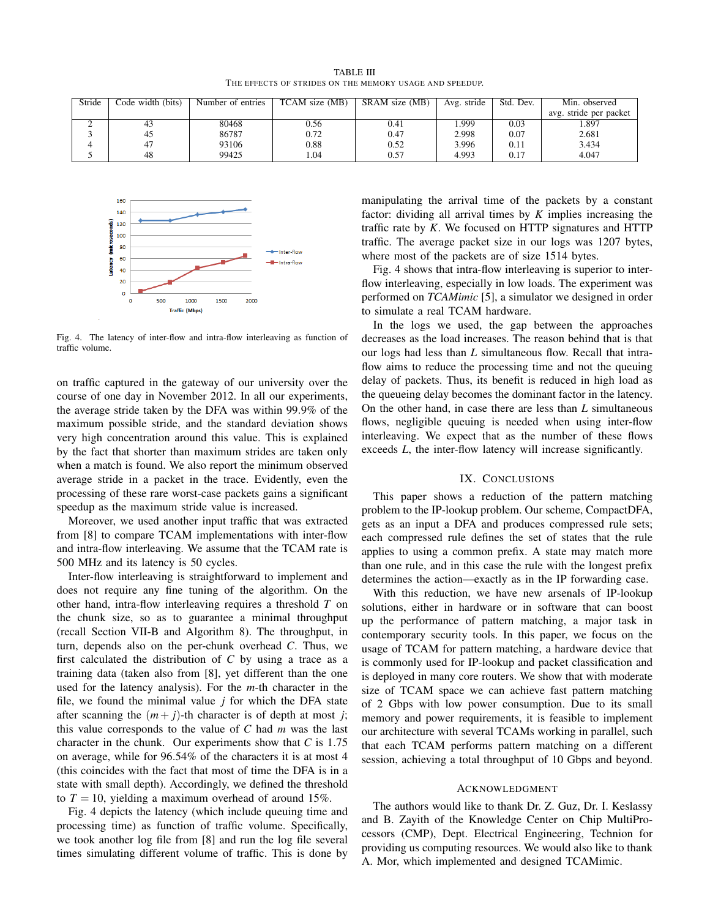TABLE III
THE EFFECTS OF STRIDES ON THE MEMORY USAGE AND SPEEDUP.

| Stride | Code width (bits) | Number of entries | TCAM size (MB) | SRAM size (MB) | Avg. stride | Std. Dev. | Min. observed avg. stride per packet |
|---|---|---|---|---|---|---|---|
| 2 | 43 | 80468 | 0.56 | 0.41 | 1.999 | 0.03 | 1.897 |
| 3 | 45 | 86787 | 0.72 | 0.47 | 2.998 | 0.07 | 2.681 |
| 4 | 47 | 93106 | 0.88 | 0.52 | 3.996 | 0.11 | 3.434 |
| 5 | 48 | 99425 | 1.04 | 0.57 | 4.993 | 0.17 | 4.047 |

Fig. 4. The latency of inter-flow and intra-flow interleaving as function of traffic volume.

on traffic captured in the gateway of our university over the course of one day in November 2012. In all our experiments, the average stride taken by the DFA was within 99.9% of the maximum possible stride, and the standard deviation shows very high concentration around this value. This is explained by the fact that shorter than maximum strides are taken only when a match is found. We also report the minimum observed average stride in a packet in the trace. Evidently, even the processing of these rare worst-case packets gains a significant speedup as the maximum stride value is increased.

Moreover, we used another input traffic that was extracted from [8] to compare TCAM implementations with inter-flow and intra-flow interleaving. We assume that the TCAM rate is 500 MHz and its latency is 50 cycles.

Inter-flow interleaving is straightforward to implement and does not require any fine tuning of the algorithm. On the other hand, intra-flow interleaving requires a threshold $T$ on the chunk size, so as to guarantee a minimal throughput (recall Section VII-B and Algorithm 8). The throughput, in turn, depends also on the per-chunk overhead $C$. Thus, we first calculated the distribution of $C$ by using a trace as a training data (taken also from [8], yet different than the one used for the latency analysis). For the $m$-th character in the file, we found the minimal value $j$ for which the DFA state after scanning the $(m+j)$-th character is of depth at most $j$; this value corresponds to the value of $C$ had $m$ was the last character in the chunk. Our experiments show that $C$ is 1.75 on average, while for 96.54% of the characters it is at most 4 (this coincides with the fact that most of time the DFA is in a state with small depth). Accordingly, we defined the threshold to $T = 10$, yielding a maximum overhead of around 15%.

Fig. 4 depicts the latency (which include queuing time and processing time) as function of traffic volume. Specifically, we took another log file from [8] and run the log file several times simulating different volume of traffic. This is done by manipulating the arrival time of the packets by a constant factor: dividing all arrival times by $K$ implies increasing the traffic rate by $K$. We focused on HTTP signatures and HTTP traffic. The average packet size in our logs was 1207 bytes, where most of the packets are of size 1514 bytes.

Fig. 4 shows that intra-flow interleaving is superior to inter-flow interleaving, especially in low loads. The experiment was performed on *TCAMimic* [5], a simulator we designed in order to simulate a real TCAM hardware.

In the logs we used, the gap between the approaches decreases as the load increases. The reason behind that is that our logs had less than $L$ simultaneous flow. Recall that intra-flow aims to reduce the processing time and not the queuing delay of packets. Thus, its benefit is reduced in high load as the queueing delay becomes the dominant factor in the latency. On the other hand, in case there are less than $L$ simultaneous flows, negligible queuing is needed when using inter-flow interleaving. We expect that as the number of these flows exceeds $L$, the inter-flow latency will increase significantly.

## IX. Conclusions

This paper shows a reduction of the pattern matching problem to the IP-lookup problem. Our scheme, CompactDFA, gets as an input a DFA and produces compressed rule sets; each compressed rule defines the set of states that the rule applies to using a common prefix. A state may match more than one rule, and in this case the rule with the longest prefix determines the action—exactly as in the IP forwarding case.

With this reduction, we have new arsenals of IP-lookup solutions, either in hardware or in software that can boost up the performance of pattern matching, a major task in contemporary security tools. In this paper, we focus on the usage of TCAM for pattern matching, a hardware device that is commonly used for IP-lookup and packet classification and is deployed in many core routers. We show that with moderate size of TCAM space we can achieve fast pattern matching of 2 Gbps with low power consumption. Due to its small memory and power requirements, it is feasible to implement our architecture with several TCAMs working in parallel, such that each TCAM performs pattern matching on a different session, achieving a total throughput of 10 Gbps and beyond.

## Acknowledgment

The authors would like to thank Dr. Z. Guz, Dr. I. Keslassy and B. Zayith of the Knowledge Center on Chip MultiProcessors (CMP), Dept. Electrical Engineering, Technion for providing us computing resources. We would also like to thank A. Mor, which implemented and designed TCAMimic.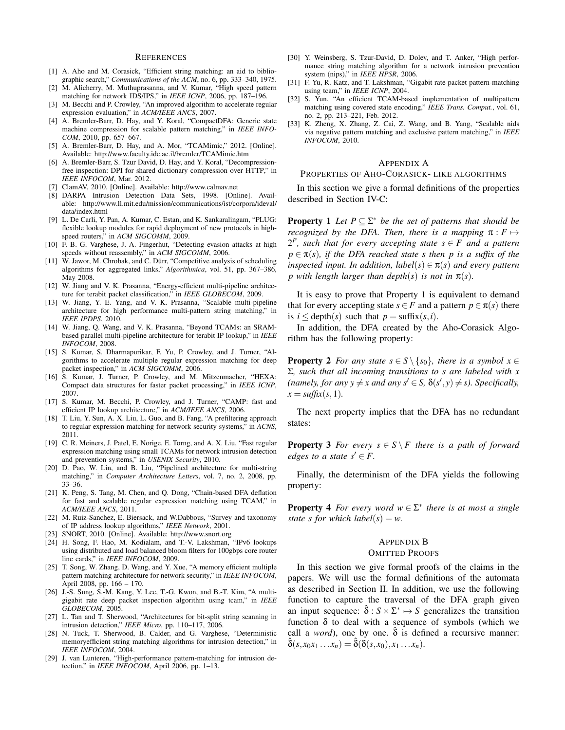## References

[1] A. Aho and M. Corasick, "Efficient string matching: an aid to bibliographic search," *Communications of the ACM*, no. 6, pp. 333–340, 1975.

[2] M. Alicherry, M. Muthuprasanna, and V. Kumar, "High speed pattern matching for network IDS/IPS," in *IEEE ICNP*, 2006, pp. 187–196.

[3] M. Becchi and P. Crowley, "An improved algorithm to accelerate regular expression evaluation," in *ACM/IEEE ANCS*, 2007.

[4] A. Bremler-Barr, D. Hay, and Y. Koral, "CompactDFA: Generic state machine compression for scalable pattern matching," in *IEEE INFOCOM*, 2010, pp. 657–667.

[5] A. Bremler-Barr, D. Hay, and A. Mor, "TCAMimic," 2012. [Online]. Available: http://www.faculty.idc.ac.il/bremler/TCAMimic.htm

[6] A. Bremler-Barr, S. Tzur David, D. Hay, and Y. Koral, "Decompression-free inspection: DPI for shared dictionary compression over HTTP," in *IEEE INFOCOM*, Mar. 2012.

[7] ClamAV, 2010. [Online]. Available: http://www.calmav.net

[8] DARPA Intrusion Detection Data Sets, 1998. [Online]. Available: http://www.ll.mit.edu/mission/communications/ist/corpora/ideval/data/index.html

[9] L. De Carli, Y. Pan, A. Kumar, C. Estan, and K. Sankaralingam, "PLUG: flexible lookup modules for rapid deployment of new protocols in high-speed routers," in *ACM SIGCOMM*, 2009.

[10] F. B. G. Varghese, J. A. Fingerhut, "Detecting evasion attacks at high speeds without reassembly," in *ACM SIGCOMM*, 2006.

[11] W. Jawor, M. Chrobak, and C. Dürr, "Competitive analysis of scheduling algorithms for aggregated links," *Algorithmica*, vol. 51, pp. 367–386, May 2008.

[12] W. Jiang and V. K. Prasanna, "Energy-efficient multi-pipeline architecture for terabit packet classification," in *IEEE GLOBECOM*, 2009.

[13] W. Jiang, Y. E. Yang, and V. K. Prasanna, "Scalable multi-pipeline architecture for high performance multi-pattern string matching," in *IEEE IPDPS*, 2010.

[14] W. Jiang, Q. Wang, and V. K. Prasanna, "Beyond TCAMs: an SRAM-based parallel multi-pipeline architecture for terabit IP lookup," in *IEEE INFOCOM*, 2008.

[15] S. Kumar, S. Dharmapurikar, F. Yu, P. Crowley, and J. Turner, "Algorithms to accelerate multiple regular expression matching for deep packet inspection," in *ACM SIGCOMM*, 2006.

[16] S. Kumar, J. Turner, P. Crowley, and M. Mitzenmacher, "HEXA: Compact data structures for faster packet processing," in *IEEE ICNP*, 2007.

[17] S. Kumar, M. Becchi, P. Crowley, and J. Turner, "CAMP: fast and efficient IP lookup architecture," in *ACM/IEEE ANCS*, 2006.

[18] T. Liu, Y. Sun, A. X. Liu, L. Guo, and B. Fang, "A prefiltering approach to regular expression matching for network security systems," in *ACNS*, 2011.

[19] C. R. Meiners, J. Patel, E. Norige, E. Torng, and A. X. Liu, "Fast regular expression matching using small TCAMs for network intrusion detection and prevention systems," in *USENIX Security*, 2010.

[20] D. Pao, W. Lin, and B. Liu, "Pipelined architecture for multi-string matching," in *Computer Architecture Letters*, vol. 7, no. 2, 2008, pp. 33–36.

[21] K. Peng, S. Tang, M. Chen, and Q. Dong, "Chain-based DFA deflation for fast and scalable regular expression matching using TCAM," in *ACM/IEEE ANCS*, 2011.

[22] M. Ruiz-Sanchez, E. Biersack, and W.Dabbous, "Survey and taxonomy of IP address lookup algorithms," *IEEE Network*, 2001.

[23] SNORT, 2010. [Online]. Available: http://www.snort.org

[24] H. Song, F. Hao, M. Kodialam, and T.-V. Lakshman, "IPv6 lookups using distributed and load balanced bloom filters for 100gbps core router line cards," in *IEEE INFOCOM*, 2009.

[25] T. Song, W. Zhang, D. Wang, and Y. Xue, "A memory efficient multiple pattern matching architecture for network security," in *IEEE INFOCOM*, April 2008, pp. 166 – 170.

[26] J.-S. Sung, S.-M. Kang, Y. Lee, T.-G. Kwon, and B.-T. Kim, "A multi-gigabit rate deep packet inspection algorithm using tcam," in *IEEE GLOBECOM*, 2005.

[27] L. Tan and T. Sherwood, "Architectures for bit-split string scanning in intrusion detection," *IEEE Micro*, pp. 110–117, 2006.

[28] N. Tuck, T. Sherwood, B. Calder, and G. Varghese, "Deterministic memoryefficient string matching algorithms for intrusion detection," in *IEEE INFOCOM*, 2004.

[29] J. van Lunteren, "High-performance pattern-matching for intrusion detection," in *IEEE INFOCOM*, April 2006, pp. 1–13.

[30] Y. Weinsberg, S. Tzur-David, D. Dolev, and T. Anker, "High performance string matching algorithm for a network intrusion prevention system (nips)," in *IEEE HPSR*, 2006.

[31] F. Yu, R. Katz, and T. Lakshman, "Gigabit rate packet pattern-matching using tcam," in *IEEE ICNP*, 2004.

[32] S. Yun, "An efficient TCAM-based implementation of multipattern matching using covered state encoding," *IEEE Trans. Comput.*, vol. 61, no. 2, pp. 213–221, Feb. 2012.

[33] K. Zheng, X. Zhang, Z. Cai, Z. Wang, and B. Yang, "Scalable nids via negative pattern matching and exclusive pattern matching," in *IEEE INFOCOM*, 2010.

## Appendix A
## Properties of Aho-Corasick- like algorithms

In this section we give a formal definitions of the properties described in Section IV-C:

**Property 1** *Let $P \subseteq \Sigma^*$ be the set of patterns that should be recognized by the DFA. Then, there is a mapping $\pi : F \mapsto 2^P$, such that for every accepting state $s \in F$ and a pattern $p \in \pi(s)$, if the DFA reached state $s$ then $p$ is a suffix of the inspected input. In addition, $label(s) \in \pi(s)$ and every pattern $p$ with length larger than $depth(s)$ is not in $\pi(s)$.*

It is easy to prove that Property 1 is equivalent to demand that for every accepting state $s \in F$ and a pattern $p \in \pi(s)$ there is $i \leq \text{depth}(s)$ such that $p = \text{suffix}(s,i)$.

In addition, the DFA created by the Aho-Corasick Algorithm has the following property:

**Property 2** *For any state $s \in S \setminus \{s_0\}$, there is a symbol $x \in \Sigma$, such that all incoming transitions to $s$ are labeled with $x$ (namely, for any $y \neq x$ and any $s' \in S$, $\delta(s', y) \neq s$). Specifically, $x = suffix(s,1)$.*

The next property implies that the DFA has no redundant states:

**Property 3** *For every $s \in S \setminus F$ there is a path of forward edges to a state $s' \in F$.*

Finally, the determinism of the DFA yields the following property:

**Property 4** *For every word $w \in \Sigma^*$ there is at most a single state $s$ for which $label(s) = w$.*

## Appendix B
## Omitted Proofs

In this section we give formal proofs of the claims in the papers. We will use the formal definitions of the automata as described in Section II. In addition, we use the following function to capture the traversal of the DFA graph given an input sequence: $\hat{\delta} : S \times \Sigma^* \mapsto S$ generalizes the transition function $\delta$ to deal with a sequence of symbols (which we call a *word*), one by one. $\hat{\delta}$ is defined a recursive manner: $\hat{\delta}(s, x_0 x_1 \ldots x_n) = \hat{\delta}(\delta(s, x_0), x_1 \ldots x_n)$.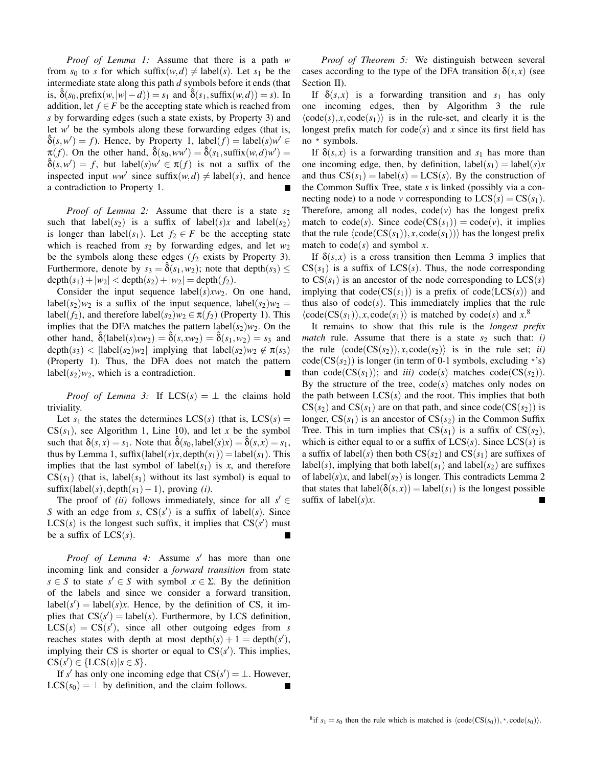*Proof of Lemma 1:* Assume that there is a path $w$ from $s_0$ to $s$ for which $\text{suffix}(w,d) \neq \text{label}(s)$. Let $s_1$ be the intermediate state along this path $d$ symbols before it ends (that is, $\hat{\delta}(s_0, \text{prefix}(w,|w|-d)) = s_1$ and $\hat{\delta}(s_1, \text{suffix}(w,d)) = s$). In addition, let $f \in F$ be the accepting state which is reached from $s$ by forwarding edges (such a state exists, by Property 3) and let $w'$ be the symbols along these forwarding edges (that is, $\hat{\delta}(s,w') = f$). Hence, by Property 1, $\text{label}(f) = \text{label}(s)w' \in \pi(f)$. On the other hand, $\hat{\delta}(s_0, ww') = \hat{\delta}(s_1, \text{suffix}(w,d)w') = \hat{\delta}(s,w') = f$, but $\text{label}(s)w' \in \pi(f)$ is not a suffix of the inspected input $ww'$ since $\text{suffix}(w,d) \neq \text{label}(s)$, and hence a contradiction to Property 1. ■

*Proof of Lemma 2:* Assume that there is a state $s_2$ such that $\text{label}(s_2)$ is a suffix of $\text{label}(s)x$ and $\text{label}(s_2)$ is longer than $\text{label}(s_1)$. Let $f_2 \in F$ be the accepting state which is reached from $s_2$ by forwarding edges, and let $w_2$ be the symbols along these edges ($f_2$ exists by Property 3). Furthermore, denote by $s_3 = \hat{\delta}(s_1, w_2)$; note that $\text{depth}(s_3) \leq \text{depth}(s_1) + |w_2| < \text{depth}(s_2) + |w_2| = \text{depth}(f_2)$.

Consider the input sequence $\text{label}(s)xw_2$. On one hand, $\text{label}(s_2)w_2$ is a suffix of the input sequence, $\text{label}(s_2)w_2 = \text{label}(f_2)$, and therefore $\text{label}(s_2)w_2 \in \pi(f_2)$ (Property 1). This implies that the DFA matches the pattern $\text{label}(s_2)w_2$. On the other hand, $\hat{\delta}(\text{label}(s)xw_2) = \hat{\delta}(s, xw_2) = \hat{\delta}(s_1, w_2) = s_3$ and $\text{depth}(s_3) < |\text{label}(s_2)w_2|$ implying that $\text{label}(s_2)w_2 \notin \pi(s_3)$ (Property 1). Thus, the DFA does not match the pattern $\text{label}(s_2)w_2$, which is a contradiction. ■

*Proof of Lemma 3:* If $\text{LCS}(s) = \perp$ the claims hold triviality.

Let $s_1$ the states the determines $\text{LCS}(s)$ (that is, $\text{LCS}(s) = \text{CS}(s_1)$, see Algorithm 1, Line 10), and let $x$ be the symbol such that $\delta(s,x) = s_1$. Note that $\hat{\delta}(s_0, \text{label}(s)x) = \hat{\delta}(s,x) = s_1$, thus by Lemma 1, $\text{suffix}(\text{label}(s)x, \text{depth}(s_1)) = \text{label}(s_1)$. This implies that the last symbol of $\text{label}(s_1)$ is $x$, and therefore $\text{CS}(s_1)$ (that is, $\text{label}(s_1)$ without its last symbol) is equal to $\text{suffix}(\text{label}(s), \text{depth}(s_1) - 1)$, proving *(i)*.

The proof of *(ii)* follows immediately, since for all $s' \in S$ with an edge from $s$, $\text{CS}(s')$ is a suffix of $\text{label}(s)$. Since $\text{LCS}(s)$ is the longest such suffix, it implies that $\text{CS}(s')$ must be a suffix of $\text{LCS}(s)$. ■

*Proof of Lemma 4:* Assume $s'$ has more than one incoming link and consider a *forward transition* from state $s \in S$ to state $s' \in S$ with symbol $x \in \Sigma$. By the definition of the labels and since we consider a forward transition, $\text{label}(s') = \text{label}(s)x$. Hence, by the definition of CS, it implies that $\text{CS}(s') = \text{label}(s)$. Furthermore, by LCS definition, $\text{LCS}(s) = \text{CS}(s')$, since all other outgoing edges from $s$ reaches states with depth at most $\text{depth}(s) + 1 = \text{depth}(s')$, implying their CS is shorter or equal to $\text{CS}(s')$. This implies, $\text{CS}(s') \in \{\text{LCS}(s) | s \in S\}$.

If $s'$ has only one incoming edge that $\text{CS}(s') = \perp$. However, $\text{LCS}(s_0) = \perp$ by definition, and the claim follows. ■

*Proof of Theorem 5:* We distinguish between several cases according to the type of the DFA transition $\delta(s,x)$ (see Section II).

If $\delta(s,x)$ is a forwarding transition and $s_1$ has only one incoming edges, then by Algorithm 3 the rule $\langle \text{code}(s), x, \text{code}(s_1) \rangle$ is in the rule-set, and clearly it is the longest prefix match for $\text{code}(s)$ and $x$ since its first field has no $\star$ symbols.

If $\delta(s,x)$ is a forwarding transition and $s_1$ has more than one incoming edge, then, by definition, $\text{label}(s_1) = \text{label}(s)x$ and thus $\text{CS}(s_1) = \text{label}(s) = \text{LCS}(s)$. By the construction of the Common Suffix Tree, state $s$ is linked (possibly via a connecting node) to a node $v$ corresponding to $\text{LCS}(s) = \text{CS}(s_1)$. Therefore, among all nodes, $\text{code}(v)$ has the longest prefix match to $\text{code}(s)$. Since $\text{code}(\text{CS}(s_1)) = \text{code}(v)$, it implies that the rule $\langle \text{code}(\text{CS}(s_1)), x, \text{code}(s_1) \rangle$ has the longest prefix match to $\text{code}(s)$ and symbol $x$.

If $\delta(s,x)$ is a cross transition then Lemma 3 implies that $\text{CS}(s_1)$ is a suffix of $\text{LCS}(s)$. Thus, the node corresponding to $\text{CS}(s_1)$ is an ancestor of the node corresponding to $\text{LCS}(s)$ implying that $\text{code}(\text{CS}(s_1))$ is a prefix of $\text{code}(\text{LCS}(s))$ and thus also of $\text{code}(s)$. This immediately implies that the rule $\langle \text{code}(\text{CS}(s_1)), x, \text{code}(s_1) \rangle$ is matched by $\text{code}(s)$ and $x$.[8]

It remains to show that this rule is the *longest prefix match* rule. Assume that there is a state $s_2$ such that: *i)* the rule $\langle \text{code}(\text{CS}(s_2)), x, \text{code}(s_2) \rangle$ is in the rule set; *ii)* $\text{code}(\text{CS}(s_2))$ is longer (in term of 0-1 symbols, excluding $\star$'s) than $\text{code}(\text{CS}(s_1))$; and *iii)* $\text{code}(s)$ matches $\text{code}(\text{CS}(s_2))$. By the structure of the tree, $\text{code}(s)$ matches only nodes on the path between $\text{LCS}(s)$ and the root. This implies that both $\text{CS}(s_2)$ and $\text{CS}(s_1)$ are on that path, and since $\text{code}(\text{CS}(s_2))$ is longer, $\text{CS}(s_1)$ is an ancestor of $\text{CS}(s_2)$ in the Common Suffix Tree. This in turn implies that $\text{CS}(s_1)$ is a suffix of $\text{CS}(s_2)$, which is either equal to or a suffix of $\text{LCS}(s)$. Since $\text{LCS}(s)$ is a suffix of $\text{label}(s)$ then both $\text{CS}(s_2)$ and $\text{CS}(s_1)$ are suffixes of $\text{label}(s)$, implying that both $\text{label}(s_1)$ and $\text{label}(s_2)$ are suffixes of $\text{label}(s)x$, and $\text{label}(s_2)$ is longer. This contradicts Lemma 2 that states that $\text{label}(\delta(s,x)) = \text{label}(s_1)$ is the longest possible suffix of $\text{label}(s)x$. ■

[8] if $s_1 = s_0$ then the rule which is matched is $\langle \text{code}(\text{CS}(s_0)), \star, \text{code}(s_0) \rangle$.